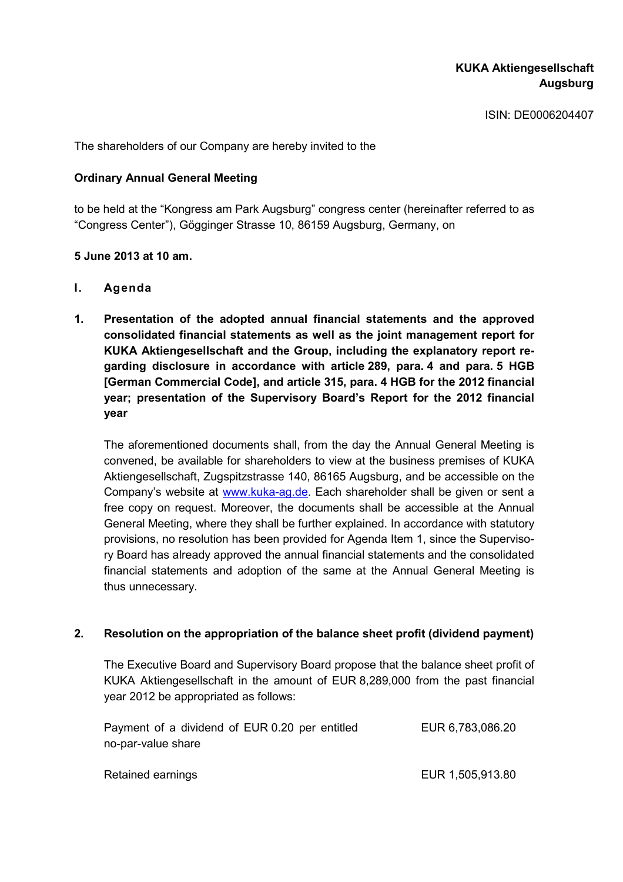**KUKA Aktiengesellschaft**
**Augsburg**

ISIN: DE0006204407

The shareholders of our Company are hereby invited to the

**Ordinary Annual General Meeting**

to be held at the "Kongress am Park Augsburg" congress center (hereinafter referred to as "Congress Center"), Gögginger Strasse 10, 86159 Augsburg, Germany, on

**5 June 2013 at 10 am.**

## I. Agenda

### 1. Presentation of the adopted annual financial statements and the approved consolidated financial statements as well as the joint management report for KUKA Aktiengesellschaft and the Group, including the explanatory report regarding disclosure in accordance with article 289, para. 4 and para. 5 HGB [German Commercial Code], and article 315, para. 4 HGB for the 2012 financial year; presentation of the Supervisory Board's Report for the 2012 financial year

The aforementioned documents shall, from the day the Annual General Meeting is convened, be available for shareholders to view at the business premises of KUKA Aktiengesellschaft, Zugspitzstrasse 140, 86165 Augsburg, and be accessible on the Company's website at www.kuka-ag.de. Each shareholder shall be given or sent a free copy on request. Moreover, the documents shall be accessible at the Annual General Meeting, where they shall be further explained. In accordance with statutory provisions, no resolution has been provided for Agenda Item 1, since the Supervisory Board has already approved the annual financial statements and the consolidated financial statements and adoption of the same at the Annual General Meeting is thus unnecessary.

### 2. Resolution on the appropriation of the balance sheet profit (dividend payment)

The Executive Board and Supervisory Board propose that the balance sheet profit of KUKA Aktiengesellschaft in the amount of EUR 8,289,000 from the past financial year 2012 be appropriated as follows:

| | |
|---|---|
| Payment of a dividend of EUR 0.20 per entitled no-par-value share | EUR 6,783,086.20 |
| Retained earnings | EUR 1,505,913.80 |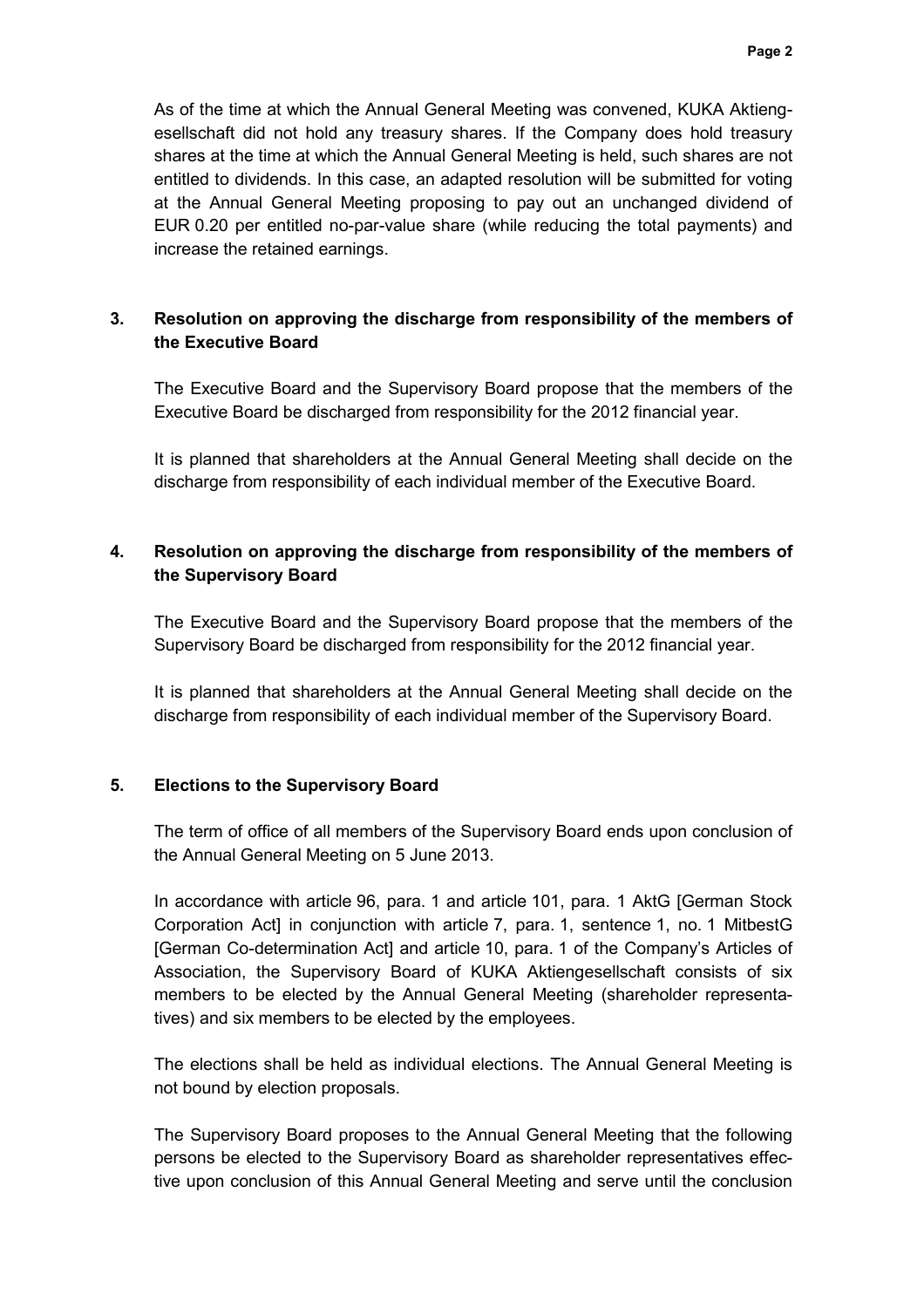As of the time at which the Annual General Meeting was convened, KUKA Aktiengesellschaft did not hold any treasury shares. If the Company does hold treasury shares at the time at which the Annual General Meeting is held, such shares are not entitled to dividends. In this case, an adapted resolution will be submitted for voting at the Annual General Meeting proposing to pay out an unchanged dividend of EUR 0.20 per entitled no-par-value share (while reducing the total payments) and increase the retained earnings.

## 3. Resolution on approving the discharge from responsibility of the members of the Executive Board

The Executive Board and the Supervisory Board propose that the members of the Executive Board be discharged from responsibility for the 2012 financial year.

It is planned that shareholders at the Annual General Meeting shall decide on the discharge from responsibility of each individual member of the Executive Board.

## 4. Resolution on approving the discharge from responsibility of the members of the Supervisory Board

The Executive Board and the Supervisory Board propose that the members of the Supervisory Board be discharged from responsibility for the 2012 financial year.

It is planned that shareholders at the Annual General Meeting shall decide on the discharge from responsibility of each individual member of the Supervisory Board.

## 5. Elections to the Supervisory Board

The term of office of all members of the Supervisory Board ends upon conclusion of the Annual General Meeting on 5 June 2013.

In accordance with article 96, para. 1 and article 101, para. 1 AktG [German Stock Corporation Act] in conjunction with article 7, para. 1, sentence 1, no. 1 MitbestG [German Co-determination Act] and article 10, para. 1 of the Company's Articles of Association, the Supervisory Board of KUKA Aktiengesellschaft consists of six members to be elected by the Annual General Meeting (shareholder representatives) and six members to be elected by the employees.

The elections shall be held as individual elections. The Annual General Meeting is not bound by election proposals.

The Supervisory Board proposes to the Annual General Meeting that the following persons be elected to the Supervisory Board as shareholder representatives effective upon conclusion of this Annual General Meeting and serve until the conclusion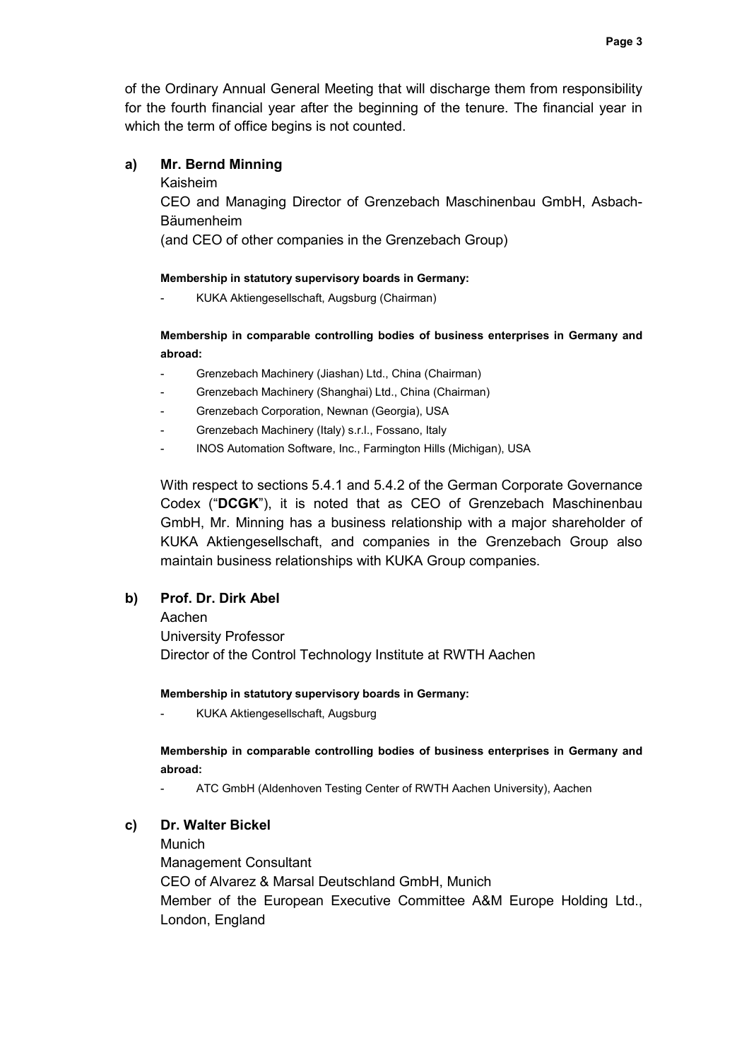of the Ordinary Annual General Meeting that will discharge them from responsibility for the fourth financial year after the beginning of the tenure. The financial year in which the term of office begins is not counted.

**a) Mr. Bernd Minning**

Kaisheim

CEO and Managing Director of Grenzebach Maschinenbau GmbH, Asbach-Bäumenheim

(and CEO of other companies in the Grenzebach Group)

**Membership in statutory supervisory boards in Germany:**

- KUKA Aktiengesellschaft, Augsburg (Chairman)

**Membership in comparable controlling bodies of business enterprises in Germany and abroad:**

- Grenzebach Machinery (Jiashan) Ltd., China (Chairman)
- Grenzebach Machinery (Shanghai) Ltd., China (Chairman)
- Grenzebach Corporation, Newnan (Georgia), USA
- Grenzebach Machinery (Italy) s.r.l., Fossano, Italy
- INOS Automation Software, Inc., Farmington Hills (Michigan), USA

With respect to sections 5.4.1 and 5.4.2 of the German Corporate Governance Codex ("**DCGK**"), it is noted that as CEO of Grenzebach Maschinenbau GmbH, Mr. Minning has a business relationship with a major shareholder of KUKA Aktiengesellschaft, and companies in the Grenzebach Group also maintain business relationships with KUKA Group companies.

**b) Prof. Dr. Dirk Abel**

Aachen

University Professor

Director of the Control Technology Institute at RWTH Aachen

**Membership in statutory supervisory boards in Germany:**

- KUKA Aktiengesellschaft, Augsburg

**Membership in comparable controlling bodies of business enterprises in Germany and abroad:**

- ATC GmbH (Aldenhoven Testing Center of RWTH Aachen University), Aachen

**c) Dr. Walter Bickel**

Munich

Management Consultant

CEO of Alvarez & Marsal Deutschland GmbH, Munich

Member of the European Executive Committee A&M Europe Holding Ltd., London, England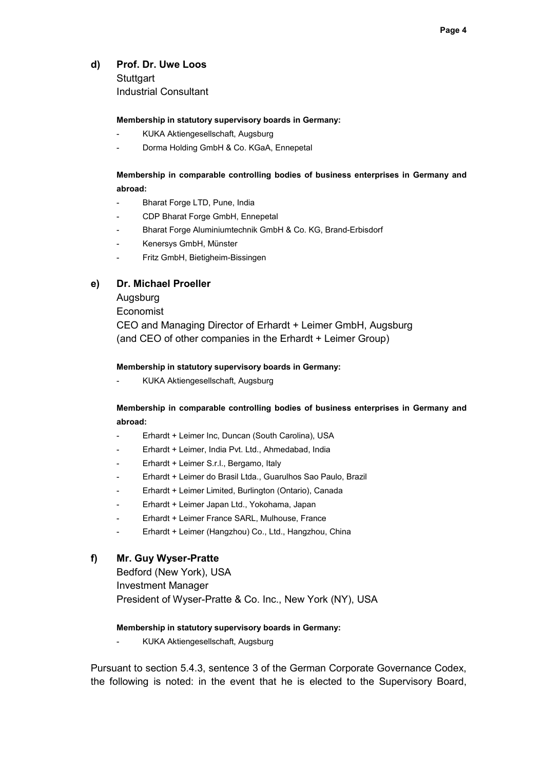**d) Prof. Dr. Uwe Loos**

Stuttgart
Industrial Consultant

**Membership in statutory supervisory boards in Germany:**

- KUKA Aktiengesellschaft, Augsburg
- Dorma Holding GmbH & Co. KGaA, Ennepetal

**Membership in comparable controlling bodies of business enterprises in Germany and abroad:**

- Bharat Forge LTD, Pune, India
- CDP Bharat Forge GmbH, Ennepetal
- Bharat Forge Aluminiumtechnik GmbH & Co. KG, Brand-Erbisdorf
- Kenersys GmbH, Münster
- Fritz GmbH, Bietigheim-Bissingen

**e) Dr. Michael Proeller**

Augsburg
Economist
CEO and Managing Director of Erhardt + Leimer GmbH, Augsburg
(and CEO of other companies in the Erhardt + Leimer Group)

**Membership in statutory supervisory boards in Germany:**

- KUKA Aktiengesellschaft, Augsburg

**Membership in comparable controlling bodies of business enterprises in Germany and abroad:**

- Erhardt + Leimer Inc, Duncan (South Carolina), USA
- Erhardt + Leimer, India Pvt. Ltd., Ahmedabad, India
- Erhardt + Leimer S.r.l., Bergamo, Italy
- Erhardt + Leimer do Brasil Ltda., Guarulhos Sao Paulo, Brazil
- Erhardt + Leimer Limited, Burlington (Ontario), Canada
- Erhardt + Leimer Japan Ltd., Yokohama, Japan
- Erhardt + Leimer France SARL, Mulhouse, France
- Erhardt + Leimer (Hangzhou) Co., Ltd., Hangzhou, China

**f) Mr. Guy Wyser-Pratte**

Bedford (New York), USA
Investment Manager
President of Wyser-Pratte & Co. Inc., New York (NY), USA

**Membership in statutory supervisory boards in Germany:**

- KUKA Aktiengesellschaft, Augsburg

Pursuant to section 5.4.3, sentence 3 of the German Corporate Governance Codex, the following is noted: in the event that he is elected to the Supervisory Board,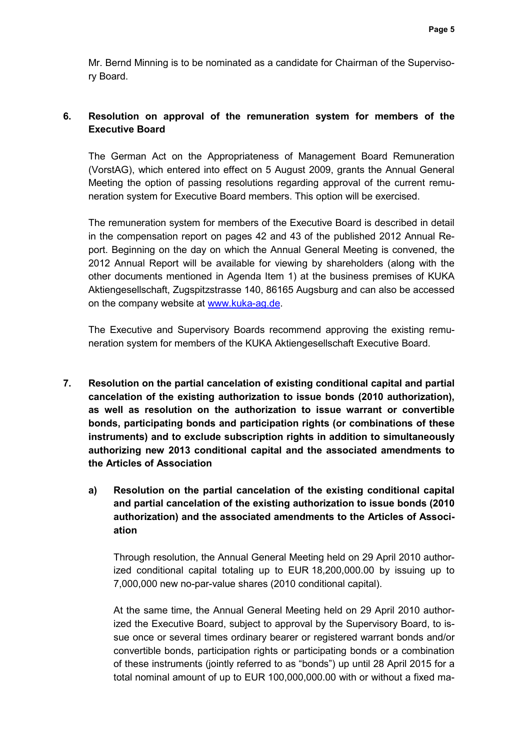Mr. Bernd Minning is to be nominated as a candidate for Chairman of the Supervisory Board.

**6. Resolution on approval of the remuneration system for members of the Executive Board**

The German Act on the Appropriateness of Management Board Remuneration (VorstAG), which entered into effect on 5 August 2009, grants the Annual General Meeting the option of passing resolutions regarding approval of the current remuneration system for Executive Board members. This option will be exercised.

The remuneration system for members of the Executive Board is described in detail in the compensation report on pages 42 and 43 of the published 2012 Annual Report. Beginning on the day on which the Annual General Meeting is convened, the 2012 Annual Report will be available for viewing by shareholders (along with the other documents mentioned in Agenda Item 1) at the business premises of KUKA Aktiengesellschaft, Zugspitzstrasse 140, 86165 Augsburg and can also be accessed on the company website at [www.kuka-ag.de](http://www.kuka-ag.de).

The Executive and Supervisory Boards recommend approving the existing remuneration system for members of the KUKA Aktiengesellschaft Executive Board.

**7. Resolution on the partial cancelation of existing conditional capital and partial cancelation of the existing authorization to issue bonds (2010 authorization), as well as resolution on the authorization to issue warrant or convertible bonds, participating bonds and participation rights (or combinations of these instruments) and to exclude subscription rights in addition to simultaneously authorizing new 2013 conditional capital and the associated amendments to the Articles of Association**

**a) Resolution on the partial cancelation of the existing conditional capital and partial cancelation of the existing authorization to issue bonds (2010 authorization) and the associated amendments to the Articles of Association**

Through resolution, the Annual General Meeting held on 29 April 2010 authorized conditional capital totaling up to EUR 18,200,000.00 by issuing up to 7,000,000 new no-par-value shares (2010 conditional capital).

At the same time, the Annual General Meeting held on 29 April 2010 authorized the Executive Board, subject to approval by the Supervisory Board, to issue once or several times ordinary bearer or registered warrant bonds and/or convertible bonds, participation rights or participating bonds or a combination of these instruments (jointly referred to as "bonds") up until 28 April 2015 for a total nominal amount of up to EUR 100,000,000.00 with or without a fixed ma-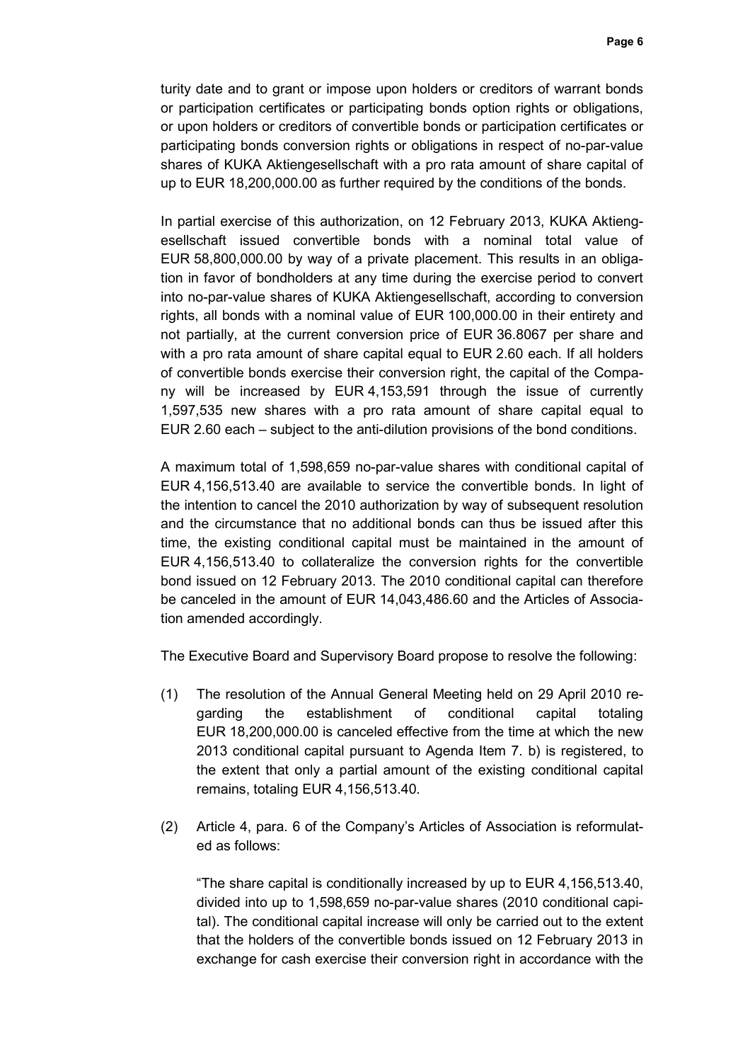turity date and to grant or impose upon holders or creditors of warrant bonds or participation certificates or participating bonds option rights or obligations, or upon holders or creditors of convertible bonds or participation certificates or participating bonds conversion rights or obligations in respect of no-par-value shares of KUKA Aktiengesellschaft with a pro rata amount of share capital of up to EUR 18,200,000.00 as further required by the conditions of the bonds.

In partial exercise of this authorization, on 12 February 2013, KUKA Aktiengesellschaft issued convertible bonds with a nominal total value of EUR 58,800,000.00 by way of a private placement. This results in an obligation in favor of bondholders at any time during the exercise period to convert into no-par-value shares of KUKA Aktiengesellschaft, according to conversion rights, all bonds with a nominal value of EUR 100,000.00 in their entirety and not partially, at the current conversion price of EUR 36.8067 per share and with a pro rata amount of share capital equal to EUR 2.60 each. If all holders of convertible bonds exercise their conversion right, the capital of the Company will be increased by EUR 4,153,591 through the issue of currently 1,597,535 new shares with a pro rata amount of share capital equal to EUR 2.60 each – subject to the anti-dilution provisions of the bond conditions.

A maximum total of 1,598,659 no-par-value shares with conditional capital of EUR 4,156,513.40 are available to service the convertible bonds. In light of the intention to cancel the 2010 authorization by way of subsequent resolution and the circumstance that no additional bonds can thus be issued after this time, the existing conditional capital must be maintained in the amount of EUR 4,156,513.40 to collateralize the conversion rights for the convertible bond issued on 12 February 2013. The 2010 conditional capital can therefore be canceled in the amount of EUR 14,043,486.60 and the Articles of Association amended accordingly.

The Executive Board and Supervisory Board propose to resolve the following:

(1) The resolution of the Annual General Meeting held on 29 April 2010 regarding the establishment of conditional capital totaling EUR 18,200,000.00 is canceled effective from the time at which the new 2013 conditional capital pursuant to Agenda Item 7. b) is registered, to the extent that only a partial amount of the existing conditional capital remains, totaling EUR 4,156,513.40.

(2) Article 4, para. 6 of the Company's Articles of Association is reformulated as follows:

"The share capital is conditionally increased by up to EUR 4,156,513.40, divided into up to 1,598,659 no-par-value shares (2010 conditional capital). The conditional capital increase will only be carried out to the extent that the holders of the convertible bonds issued on 12 February 2013 in exchange for cash exercise their conversion right in accordance with the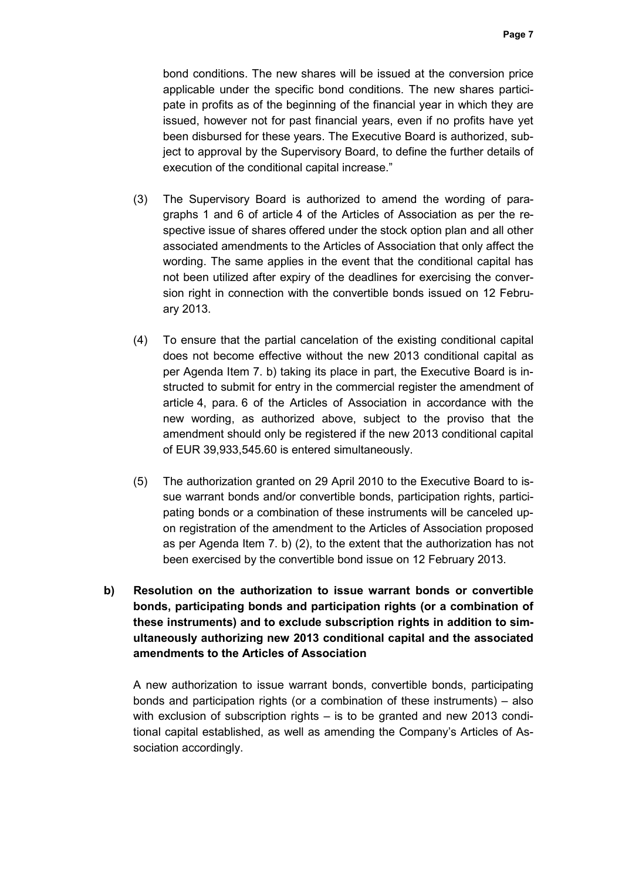bond conditions. The new shares will be issued at the conversion price applicable under the specific bond conditions. The new shares participate in profits as of the beginning of the financial year in which they are issued, however not for past financial years, even if no profits have yet been disbursed for these years. The Executive Board is authorized, subject to approval by the Supervisory Board, to define the further details of execution of the conditional capital increase."

(3) The Supervisory Board is authorized to amend the wording of paragraphs 1 and 6 of article 4 of the Articles of Association as per the respective issue of shares offered under the stock option plan and all other associated amendments to the Articles of Association that only affect the wording. The same applies in the event that the conditional capital has not been utilized after expiry of the deadlines for exercising the conversion right in connection with the convertible bonds issued on 12 February 2013.

(4) To ensure that the partial cancelation of the existing conditional capital does not become effective without the new 2013 conditional capital as per Agenda Item 7. b) taking its place in part, the Executive Board is instructed to submit for entry in the commercial register the amendment of article 4, para. 6 of the Articles of Association in accordance with the new wording, as authorized above, subject to the proviso that the amendment should only be registered if the new 2013 conditional capital of EUR 39,933,545.60 is entered simultaneously.

(5) The authorization granted on 29 April 2010 to the Executive Board to issue warrant bonds and/or convertible bonds, participation rights, participating bonds or a combination of these instruments will be canceled upon registration of the amendment to the Articles of Association proposed as per Agenda Item 7. b) (2), to the extent that the authorization has not been exercised by the convertible bond issue on 12 February 2013.

**b) Resolution on the authorization to issue warrant bonds or convertible bonds, participating bonds and participation rights (or a combination of these instruments) and to exclude subscription rights in addition to simultaneously authorizing new 2013 conditional capital and the associated amendments to the Articles of Association**

A new authorization to issue warrant bonds, convertible bonds, participating bonds and participation rights (or a combination of these instruments) – also with exclusion of subscription rights – is to be granted and new 2013 conditional capital established, as well as amending the Company's Articles of Association accordingly.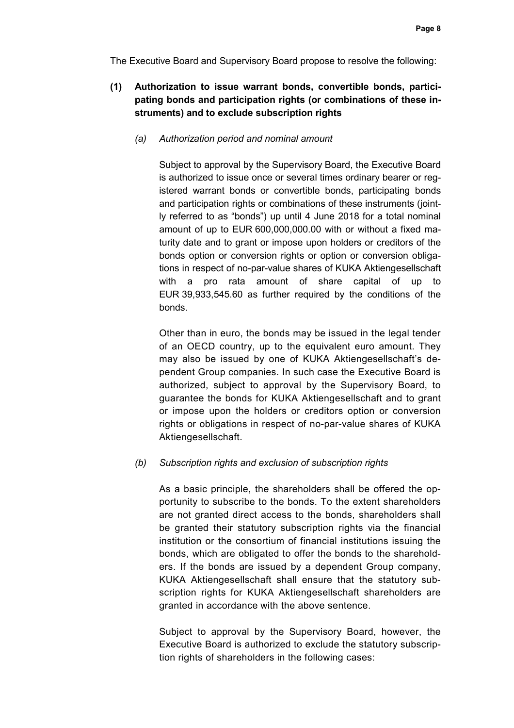The Executive Board and Supervisory Board propose to resolve the following:

**(1) Authorization to issue warrant bonds, convertible bonds, participating bonds and participation rights (or combinations of these instruments) and to exclude subscription rights**

*(a) Authorization period and nominal amount*

Subject to approval by the Supervisory Board, the Executive Board is authorized to issue once or several times ordinary bearer or registered warrant bonds or convertible bonds, participating bonds and participation rights or combinations of these instruments (jointly referred to as "bonds") up until 4 June 2018 for a total nominal amount of up to EUR 600,000,000.00 with or without a fixed maturity date and to grant or impose upon holders or creditors of the bonds option or conversion rights or option or conversion obligations in respect of no-par-value shares of KUKA Aktiengesellschaft with a pro rata amount of share capital of up to EUR 39,933,545.60 as further required by the conditions of the bonds.

Other than in euro, the bonds may be issued in the legal tender of an OECD country, up to the equivalent euro amount. They may also be issued by one of KUKA Aktiengesellschaft's dependent Group companies. In such case the Executive Board is authorized, subject to approval by the Supervisory Board, to guarantee the bonds for KUKA Aktiengesellschaft and to grant or impose upon the holders or creditors option or conversion rights or obligations in respect of no-par-value shares of KUKA Aktiengesellschaft.

*(b) Subscription rights and exclusion of subscription rights*

As a basic principle, the shareholders shall be offered the opportunity to subscribe to the bonds. To the extent shareholders are not granted direct access to the bonds, shareholders shall be granted their statutory subscription rights via the financial institution or the consortium of financial institutions issuing the bonds, which are obligated to offer the bonds to the shareholders. If the bonds are issued by a dependent Group company, KUKA Aktiengesellschaft shall ensure that the statutory subscription rights for KUKA Aktiengesellschaft shareholders are granted in accordance with the above sentence.

Subject to approval by the Supervisory Board, however, the Executive Board is authorized to exclude the statutory subscription rights of shareholders in the following cases: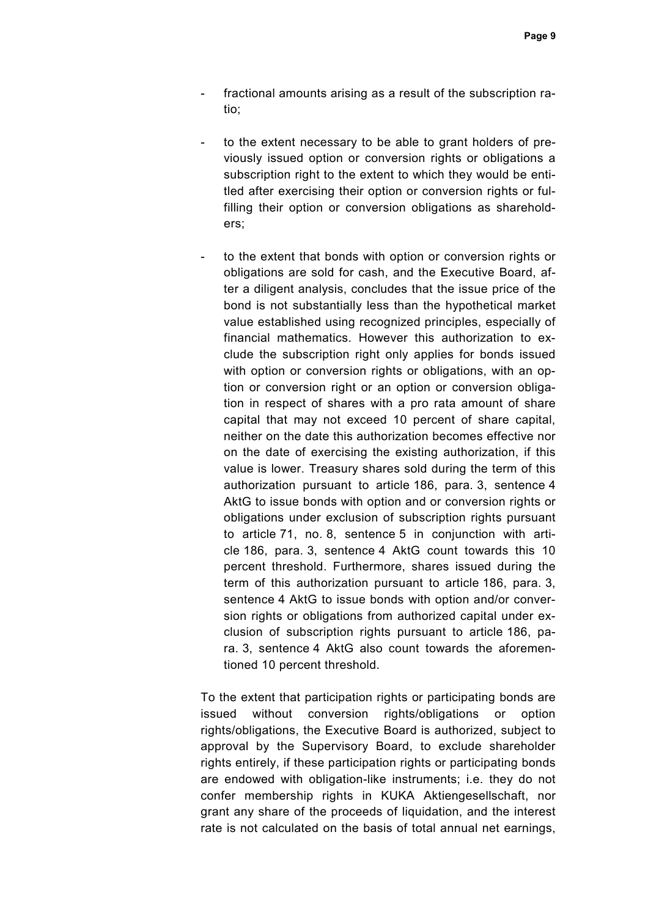- fractional amounts arising as a result of the subscription ratio;

- to the extent necessary to be able to grant holders of previously issued option or conversion rights or obligations a subscription right to the extent to which they would be entitled after exercising their option or conversion rights or fulfilling their option or conversion obligations as shareholders;

- to the extent that bonds with option or conversion rights or obligations are sold for cash, and the Executive Board, after a diligent analysis, concludes that the issue price of the bond is not substantially less than the hypothetical market value established using recognized principles, especially of financial mathematics. However this authorization to exclude the subscription right only applies for bonds issued with option or conversion rights or obligations, with an option or conversion right or an option or conversion obligation in respect of shares with a pro rata amount of share capital that may not exceed 10 percent of share capital, neither on the date this authorization becomes effective nor on the date of exercising the existing authorization, if this value is lower. Treasury shares sold during the term of this authorization pursuant to article 186, para. 3, sentence 4 AktG to issue bonds with option and or conversion rights or obligations under exclusion of subscription rights pursuant to article 71, no. 8, sentence 5 in conjunction with article 186, para. 3, sentence 4 AktG count towards this 10 percent threshold. Furthermore, shares issued during the term of this authorization pursuant to article 186, para. 3, sentence 4 AktG to issue bonds with option and/or conversion rights or obligations from authorized capital under exclusion of subscription rights pursuant to article 186, para. 3, sentence 4 AktG also count towards the aforementioned 10 percent threshold.

To the extent that participation rights or participating bonds are issued without conversion rights/obligations or option rights/obligations, the Executive Board is authorized, subject to approval by the Supervisory Board, to exclude shareholder rights entirely, if these participation rights or participating bonds are endowed with obligation-like instruments; i.e. they do not confer membership rights in KUKA Aktiengesellschaft, nor grant any share of the proceeds of liquidation, and the interest rate is not calculated on the basis of total annual net earnings,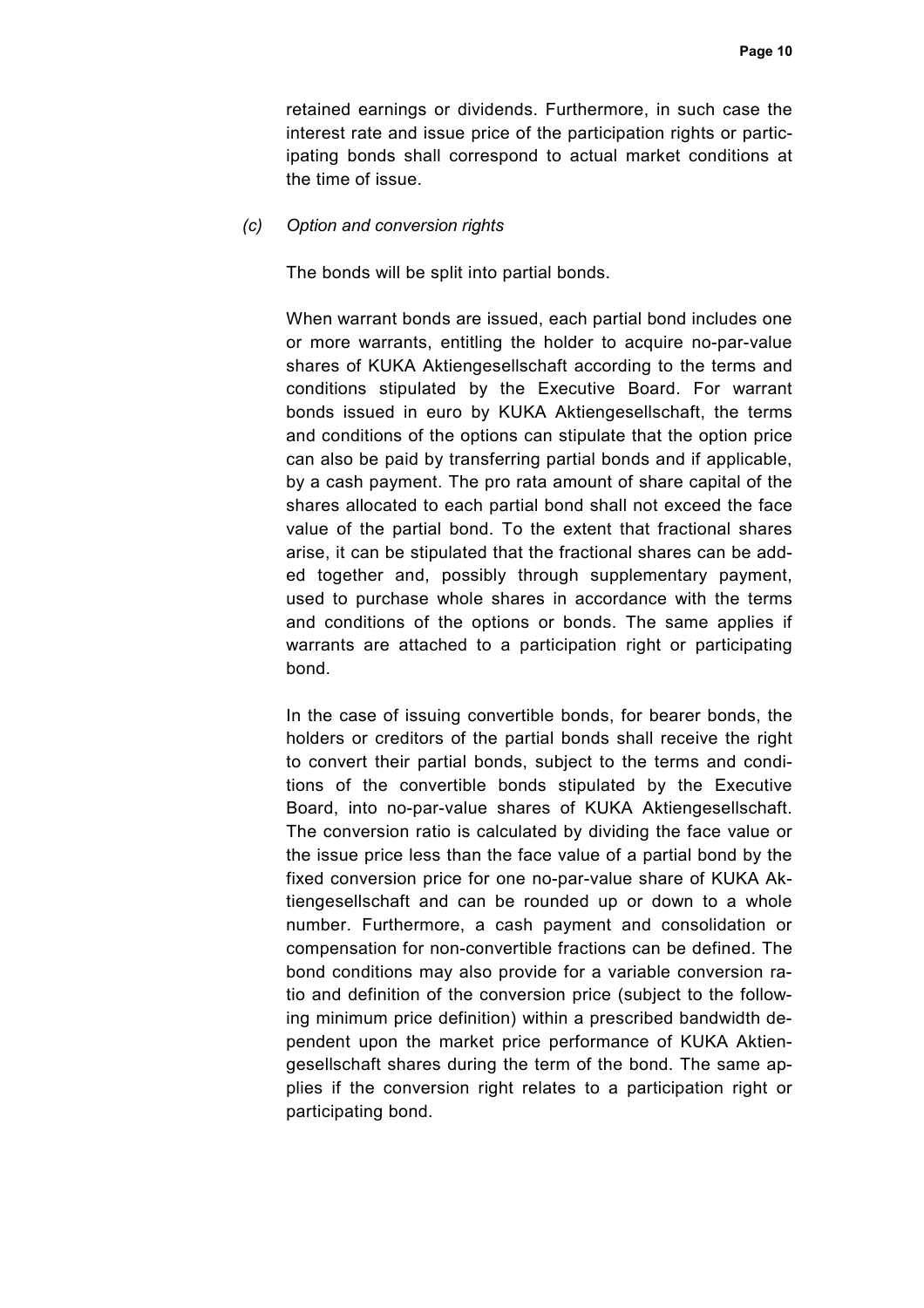retained earnings or dividends. Furthermore, in such case the interest rate and issue price of the participation rights or participating bonds shall correspond to actual market conditions at the time of issue.

*(c) Option and conversion rights*

The bonds will be split into partial bonds.

When warrant bonds are issued, each partial bond includes one or more warrants, entitling the holder to acquire no-par-value shares of KUKA Aktiengesellschaft according to the terms and conditions stipulated by the Executive Board. For warrant bonds issued in euro by KUKA Aktiengesellschaft, the terms and conditions of the options can stipulate that the option price can also be paid by transferring partial bonds and if applicable, by a cash payment. The pro rata amount of share capital of the shares allocated to each partial bond shall not exceed the face value of the partial bond. To the extent that fractional shares arise, it can be stipulated that the fractional shares can be added together and, possibly through supplementary payment, used to purchase whole shares in accordance with the terms and conditions of the options or bonds. The same applies if warrants are attached to a participation right or participating bond.

In the case of issuing convertible bonds, for bearer bonds, the holders or creditors of the partial bonds shall receive the right to convert their partial bonds, subject to the terms and conditions of the convertible bonds stipulated by the Executive Board, into no-par-value shares of KUKA Aktiengesellschaft. The conversion ratio is calculated by dividing the face value or the issue price less than the face value of a partial bond by the fixed conversion price for one no-par-value share of KUKA Aktiengesellschaft and can be rounded up or down to a whole number. Furthermore, a cash payment and consolidation or compensation for non-convertible fractions can be defined. The bond conditions may also provide for a variable conversion ratio and definition of the conversion price (subject to the following minimum price definition) within a prescribed bandwidth dependent upon the market price performance of KUKA Aktiengesellschaft shares during the term of the bond. The same applies if the conversion right relates to a participation right or participating bond.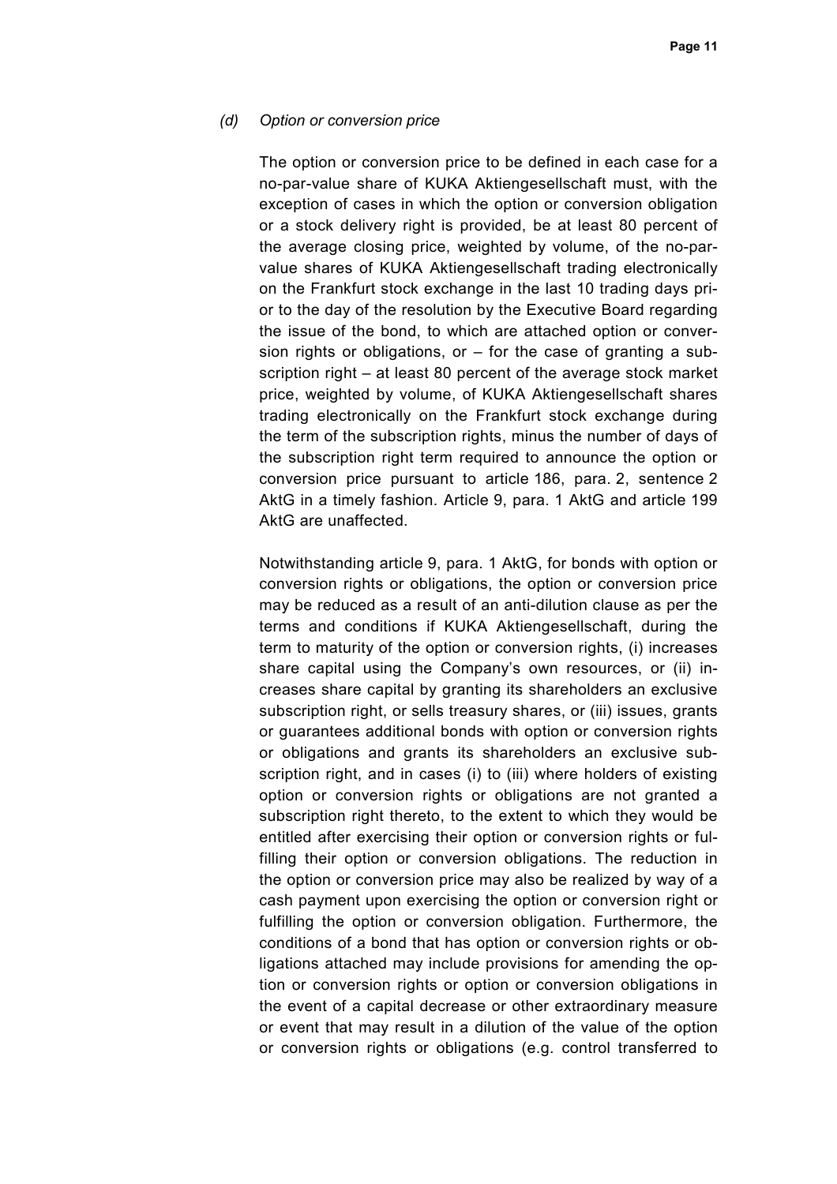*(d) Option or conversion price*

The option or conversion price to be defined in each case for a no-par-value share of KUKA Aktiengesellschaft must, with the exception of cases in which the option or conversion obligation or a stock delivery right is provided, be at least 80 percent of the average closing price, weighted by volume, of the no-par-value shares of KUKA Aktiengesellschaft trading electronically on the Frankfurt stock exchange in the last 10 trading days prior to the day of the resolution by the Executive Board regarding the issue of the bond, to which are attached option or conversion rights or obligations, or – for the case of granting a subscription right – at least 80 percent of the average stock market price, weighted by volume, of KUKA Aktiengesellschaft shares trading electronically on the Frankfurt stock exchange during the term of the subscription rights, minus the number of days of the subscription right term required to announce the option or conversion price pursuant to article 186, para. 2, sentence 2 AktG in a timely fashion. Article 9, para. 1 AktG and article 199 AktG are unaffected.

Notwithstanding article 9, para. 1 AktG, for bonds with option or conversion rights or obligations, the option or conversion price may be reduced as a result of an anti-dilution clause as per the terms and conditions if KUKA Aktiengesellschaft, during the term to maturity of the option or conversion rights, (i) increases share capital using the Company's own resources, or (ii) increases share capital by granting its shareholders an exclusive subscription right, or sells treasury shares, or (iii) issues, grants or guarantees additional bonds with option or conversion rights or obligations and grants its shareholders an exclusive subscription right, and in cases (i) to (iii) where holders of existing option or conversion rights or obligations are not granted a subscription right thereto, to the extent to which they would be entitled after exercising their option or conversion rights or fulfilling their option or conversion obligations. The reduction in the option or conversion price may also be realized by way of a cash payment upon exercising the option or conversion right or fulfilling the option or conversion obligation. Furthermore, the conditions of a bond that has option or conversion rights or obligations attached may include provisions for amending the option or conversion rights or option or conversion obligations in the event of a capital decrease or other extraordinary measure or event that may result in a dilution of the value of the option or conversion rights or obligations (e.g. control transferred to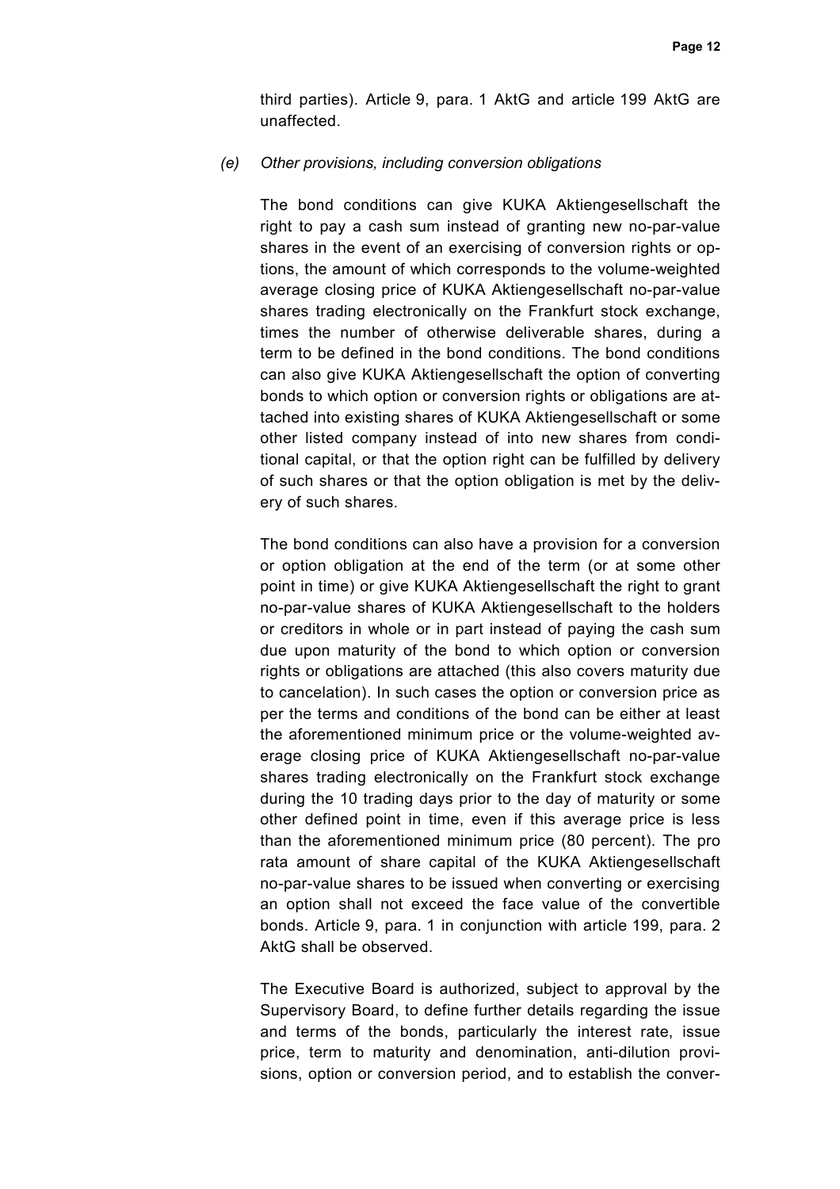third parties). Article 9, para. 1 AktG and article 199 AktG are unaffected.

*(e) Other provisions, including conversion obligations*

The bond conditions can give KUKA Aktiengesellschaft the right to pay a cash sum instead of granting new no-par-value shares in the event of an exercising of conversion rights or options, the amount of which corresponds to the volume-weighted average closing price of KUKA Aktiengesellschaft no-par-value shares trading electronically on the Frankfurt stock exchange, times the number of otherwise deliverable shares, during a term to be defined in the bond conditions. The bond conditions can also give KUKA Aktiengesellschaft the option of converting bonds to which option or conversion rights or obligations are attached into existing shares of KUKA Aktiengesellschaft or some other listed company instead of into new shares from conditional capital, or that the option right can be fulfilled by delivery of such shares or that the option obligation is met by the delivery of such shares.

The bond conditions can also have a provision for a conversion or option obligation at the end of the term (or at some other point in time) or give KUKA Aktiengesellschaft the right to grant no-par-value shares of KUKA Aktiengesellschaft to the holders or creditors in whole or in part instead of paying the cash sum due upon maturity of the bond to which option or conversion rights or obligations are attached (this also covers maturity due to cancelation). In such cases the option or conversion price as per the terms and conditions of the bond can be either at least the aforementioned minimum price or the volume-weighted average closing price of KUKA Aktiengesellschaft no-par-value shares trading electronically on the Frankfurt stock exchange during the 10 trading days prior to the day of maturity or some other defined point in time, even if this average price is less than the aforementioned minimum price (80 percent). The pro rata amount of share capital of the KUKA Aktiengesellschaft no-par-value shares to be issued when converting or exercising an option shall not exceed the face value of the convertible bonds. Article 9, para. 1 in conjunction with article 199, para. 2 AktG shall be observed.

The Executive Board is authorized, subject to approval by the Supervisory Board, to define further details regarding the issue and terms of the bonds, particularly the interest rate, issue price, term to maturity and denomination, anti-dilution provisions, option or conversion period, and to establish the conver-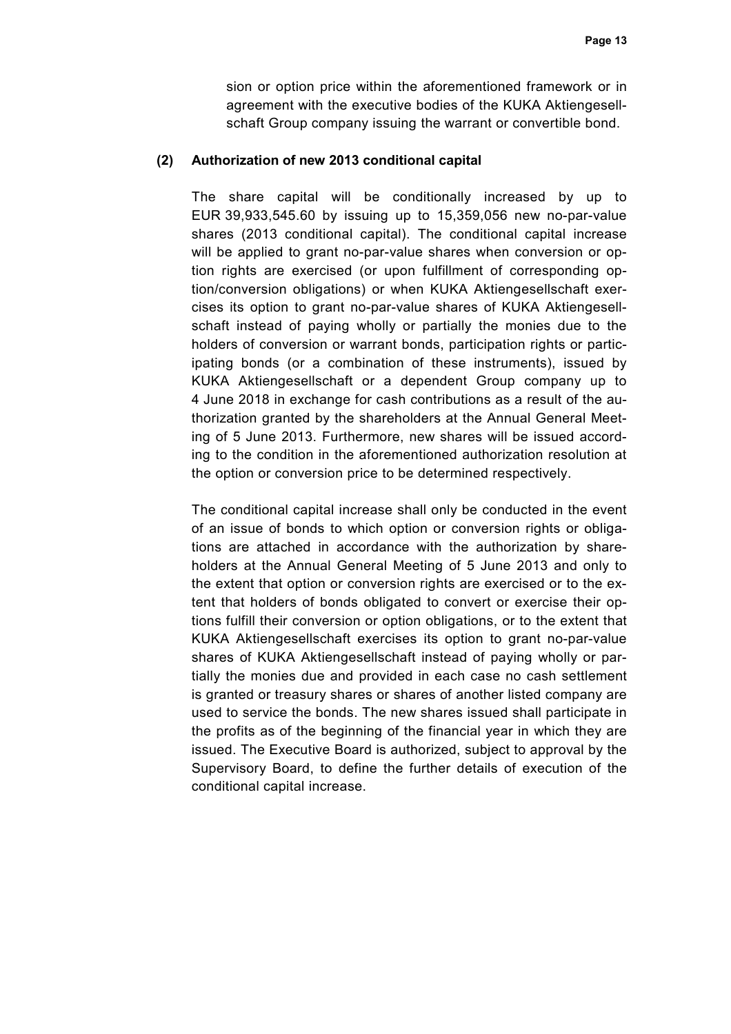sion or option price within the aforementioned framework or in agreement with the executive bodies of the KUKA Aktiengesellschaft Group company issuing the warrant or convertible bond.

**(2) Authorization of new 2013 conditional capital**

The share capital will be conditionally increased by up to EUR 39,933,545.60 by issuing up to 15,359,056 new no-par-value shares (2013 conditional capital). The conditional capital increase will be applied to grant no-par-value shares when conversion or option rights are exercised (or upon fulfillment of corresponding option/conversion obligations) or when KUKA Aktiengesellschaft exercises its option to grant no-par-value shares of KUKA Aktiengesellschaft instead of paying wholly or partially the monies due to the holders of conversion or warrant bonds, participation rights or participating bonds (or a combination of these instruments), issued by KUKA Aktiengesellschaft or a dependent Group company up to 4 June 2018 in exchange for cash contributions as a result of the authorization granted by the shareholders at the Annual General Meeting of 5 June 2013. Furthermore, new shares will be issued according to the condition in the aforementioned authorization resolution at the option or conversion price to be determined respectively.

The conditional capital increase shall only be conducted in the event of an issue of bonds to which option or conversion rights or obligations are attached in accordance with the authorization by shareholders at the Annual General Meeting of 5 June 2013 and only to the extent that option or conversion rights are exercised or to the extent that holders of bonds obligated to convert or exercise their options fulfill their conversion or option obligations, or to the extent that KUKA Aktiengesellschaft exercises its option to grant no-par-value shares of KUKA Aktiengesellschaft instead of paying wholly or partially the monies due and provided in each case no cash settlement is granted or treasury shares or shares of another listed company are used to service the bonds. The new shares issued shall participate in the profits as of the beginning of the financial year in which they are issued. The Executive Board is authorized, subject to approval by the Supervisory Board, to define the further details of execution of the conditional capital increase.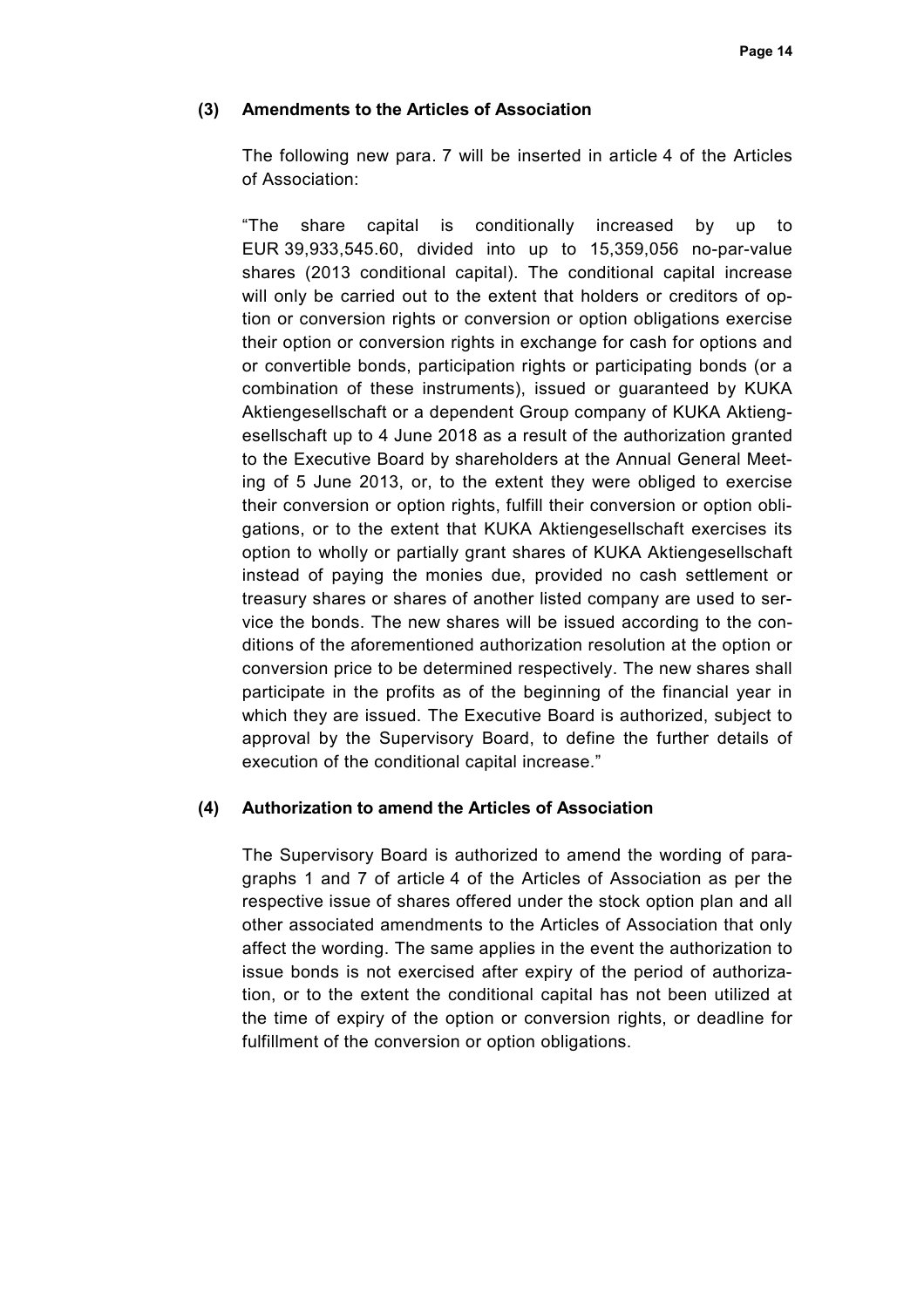**(3) Amendments to the Articles of Association**

The following new para. 7 will be inserted in article 4 of the Articles of Association:

“The share capital is conditionally increased by up to EUR 39,933,545.60, divided into up to 15,359,056 no-par-value shares (2013 conditional capital). The conditional capital increase will only be carried out to the extent that holders or creditors of option or conversion rights or conversion or option obligations exercise their option or conversion rights in exchange for cash for options and or convertible bonds, participation rights or participating bonds (or a combination of these instruments), issued or guaranteed by KUKA Aktiengesellschaft or a dependent Group company of KUKA Aktiengesellschaft up to 4 June 2018 as a result of the authorization granted to the Executive Board by shareholders at the Annual General Meeting of 5 June 2013, or, to the extent they were obliged to exercise their conversion or option rights, fulfill their conversion or option obligations, or to the extent that KUKA Aktiengesellschaft exercises its option to wholly or partially grant shares of KUKA Aktiengesellschaft instead of paying the monies due, provided no cash settlement or treasury shares or shares of another listed company are used to service the bonds. The new shares will be issued according to the conditions of the aforementioned authorization resolution at the option or conversion price to be determined respectively. The new shares shall participate in the profits as of the beginning of the financial year in which they are issued. The Executive Board is authorized, subject to approval by the Supervisory Board, to define the further details of execution of the conditional capital increase.”

**(4) Authorization to amend the Articles of Association**

The Supervisory Board is authorized to amend the wording of paragraphs 1 and 7 of article 4 of the Articles of Association as per the respective issue of shares offered under the stock option plan and all other associated amendments to the Articles of Association that only affect the wording. The same applies in the event the authorization to issue bonds is not exercised after expiry of the period of authorization, or to the extent the conditional capital has not been utilized at the time of expiry of the option or conversion rights, or deadline for fulfillment of the conversion or option obligations.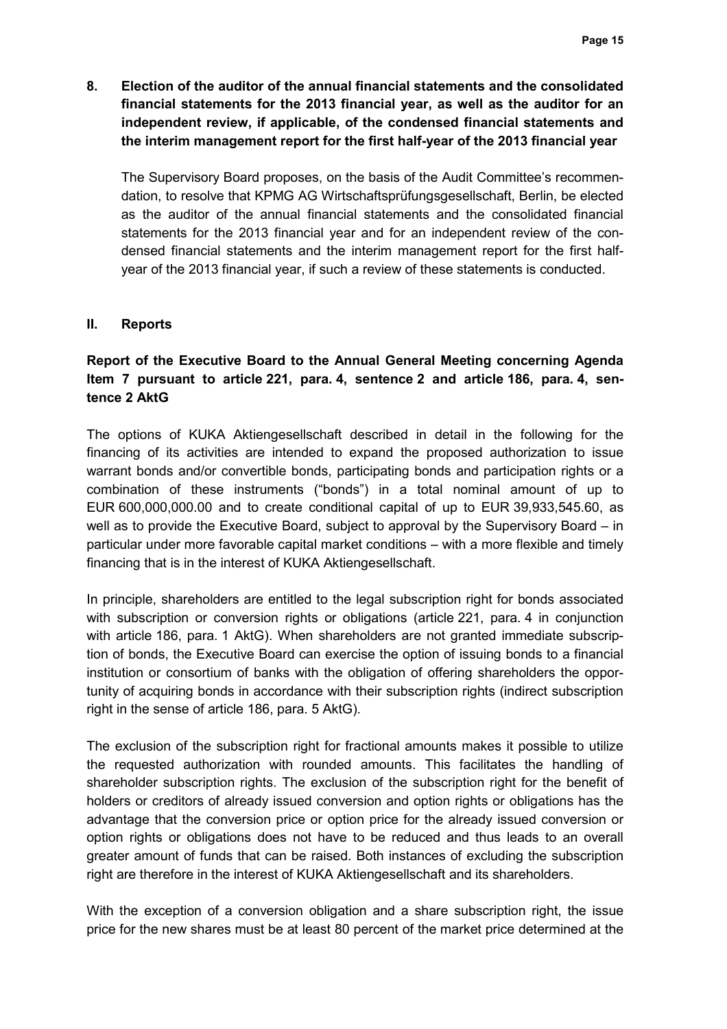**8. Election of the auditor of the annual financial statements and the consolidated financial statements for the 2013 financial year, as well as the auditor for an independent review, if applicable, of the condensed financial statements and the interim management report for the first half-year of the 2013 financial year**

The Supervisory Board proposes, on the basis of the Audit Committee's recommendation, to resolve that KPMG AG Wirtschaftsprüfungsgesellschaft, Berlin, be elected as the auditor of the annual financial statements and the consolidated financial statements for the 2013 financial year and for an independent review of the condensed financial statements and the interim management report for the first half-year of the 2013 financial year, if such a review of these statements is conducted.

## II. Reports

### Report of the Executive Board to the Annual General Meeting concerning Agenda Item 7 pursuant to article 221, para. 4, sentence 2 and article 186, para. 4, sentence 2 AktG

The options of KUKA Aktiengesellschaft described in detail in the following for the financing of its activities are intended to expand the proposed authorization to issue warrant bonds and/or convertible bonds, participating bonds and participation rights or a combination of these instruments ("bonds") in a total nominal amount of up to EUR 600,000,000.00 and to create conditional capital of up to EUR 39,933,545.60, as well as to provide the Executive Board, subject to approval by the Supervisory Board – in particular under more favorable capital market conditions – with a more flexible and timely financing that is in the interest of KUKA Aktiengesellschaft.

In principle, shareholders are entitled to the legal subscription right for bonds associated with subscription or conversion rights or obligations (article 221, para. 4 in conjunction with article 186, para. 1 AktG). When shareholders are not granted immediate subscription of bonds, the Executive Board can exercise the option of issuing bonds to a financial institution or consortium of banks with the obligation of offering shareholders the opportunity of acquiring bonds in accordance with their subscription rights (indirect subscription right in the sense of article 186, para. 5 AktG).

The exclusion of the subscription right for fractional amounts makes it possible to utilize the requested authorization with rounded amounts. This facilitates the handling of shareholder subscription rights. The exclusion of the subscription right for the benefit of holders or creditors of already issued conversion and option rights or obligations has the advantage that the conversion price or option price for the already issued conversion or option rights or obligations does not have to be reduced and thus leads to an overall greater amount of funds that can be raised. Both instances of excluding the subscription right are therefore in the interest of KUKA Aktiengesellschaft and its shareholders.

With the exception of a conversion obligation and a share subscription right, the issue price for the new shares must be at least 80 percent of the market price determined at the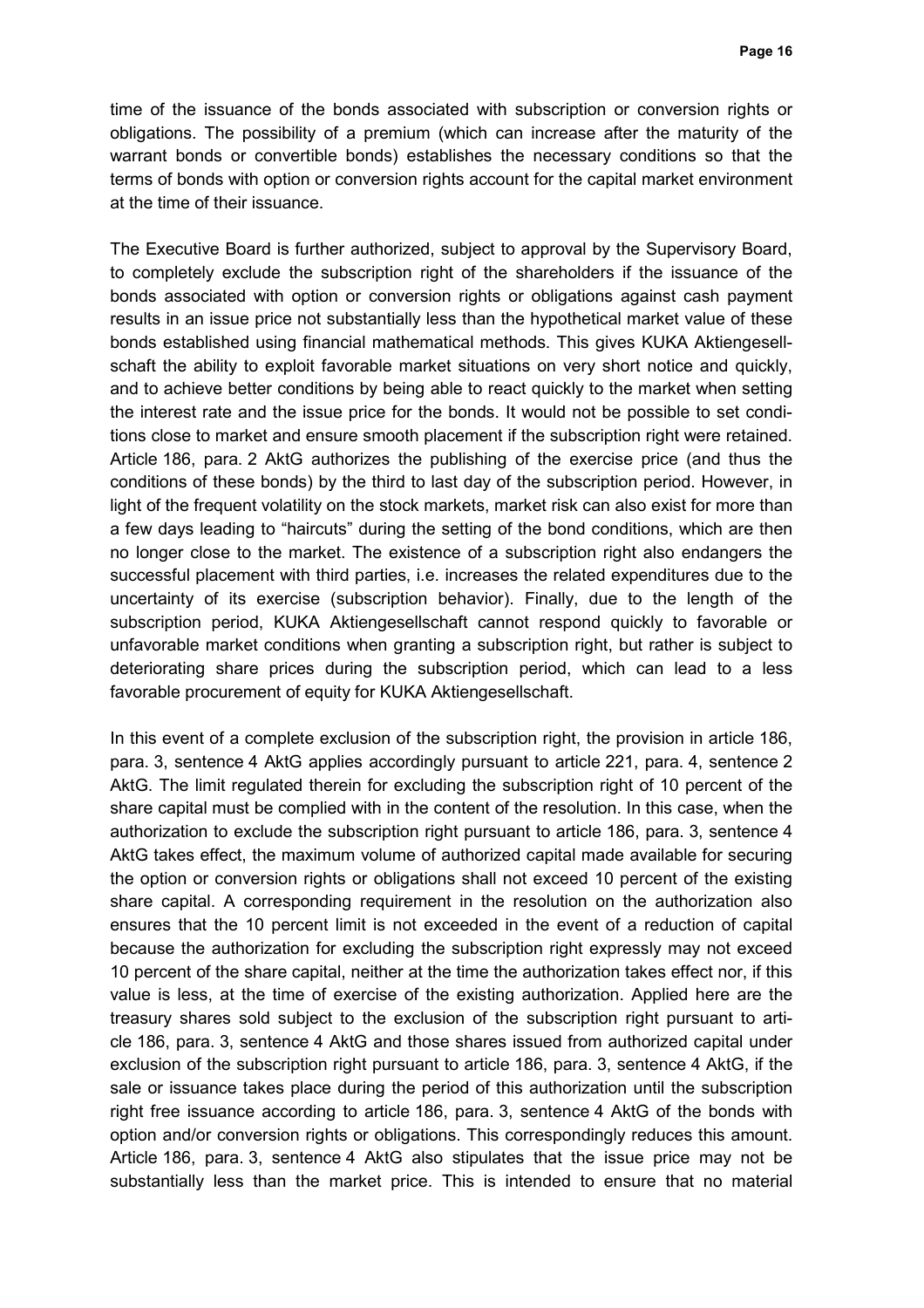time of the issuance of the bonds associated with subscription or conversion rights or obligations. The possibility of a premium (which can increase after the maturity of the warrant bonds or convertible bonds) establishes the necessary conditions so that the terms of bonds with option or conversion rights account for the capital market environment at the time of their issuance.

The Executive Board is further authorized, subject to approval by the Supervisory Board, to completely exclude the subscription right of the shareholders if the issuance of the bonds associated with option or conversion rights or obligations against cash payment results in an issue price not substantially less than the hypothetical market value of these bonds established using financial mathematical methods. This gives KUKA Aktiengesellschaft the ability to exploit favorable market situations on very short notice and quickly, and to achieve better conditions by being able to react quickly to the market when setting the interest rate and the issue price for the bonds. It would not be possible to set conditions close to market and ensure smooth placement if the subscription right were retained. Article 186, para. 2 AktG authorizes the publishing of the exercise price (and thus the conditions of these bonds) by the third to last day of the subscription period. However, in light of the frequent volatility on the stock markets, market risk can also exist for more than a few days leading to "haircuts" during the setting of the bond conditions, which are then no longer close to the market. The existence of a subscription right also endangers the successful placement with third parties, i.e. increases the related expenditures due to the uncertainty of its exercise (subscription behavior). Finally, due to the length of the subscription period, KUKA Aktiengesellschaft cannot respond quickly to favorable or unfavorable market conditions when granting a subscription right, but rather is subject to deteriorating share prices during the subscription period, which can lead to a less favorable procurement of equity for KUKA Aktiengesellschaft.

In this event of a complete exclusion of the subscription right, the provision in article 186, para. 3, sentence 4 AktG applies accordingly pursuant to article 221, para. 4, sentence 2 AktG. The limit regulated therein for excluding the subscription right of 10 percent of the share capital must be complied with in the content of the resolution. In this case, when the authorization to exclude the subscription right pursuant to article 186, para. 3, sentence 4 AktG takes effect, the maximum volume of authorized capital made available for securing the option or conversion rights or obligations shall not exceed 10 percent of the existing share capital. A corresponding requirement in the resolution on the authorization also ensures that the 10 percent limit is not exceeded in the event of a reduction of capital because the authorization for excluding the subscription right expressly may not exceed 10 percent of the share capital, neither at the time the authorization takes effect nor, if this value is less, at the time of exercise of the existing authorization. Applied here are the treasury shares sold subject to the exclusion of the subscription right pursuant to article 186, para. 3, sentence 4 AktG and those shares issued from authorized capital under exclusion of the subscription right pursuant to article 186, para. 3, sentence 4 AktG, if the sale or issuance takes place during the period of this authorization until the subscription right free issuance according to article 186, para. 3, sentence 4 AktG of the bonds with option and/or conversion rights or obligations. This correspondingly reduces this amount. Article 186, para. 3, sentence 4 AktG also stipulates that the issue price may not be substantially less than the market price. This is intended to ensure that no material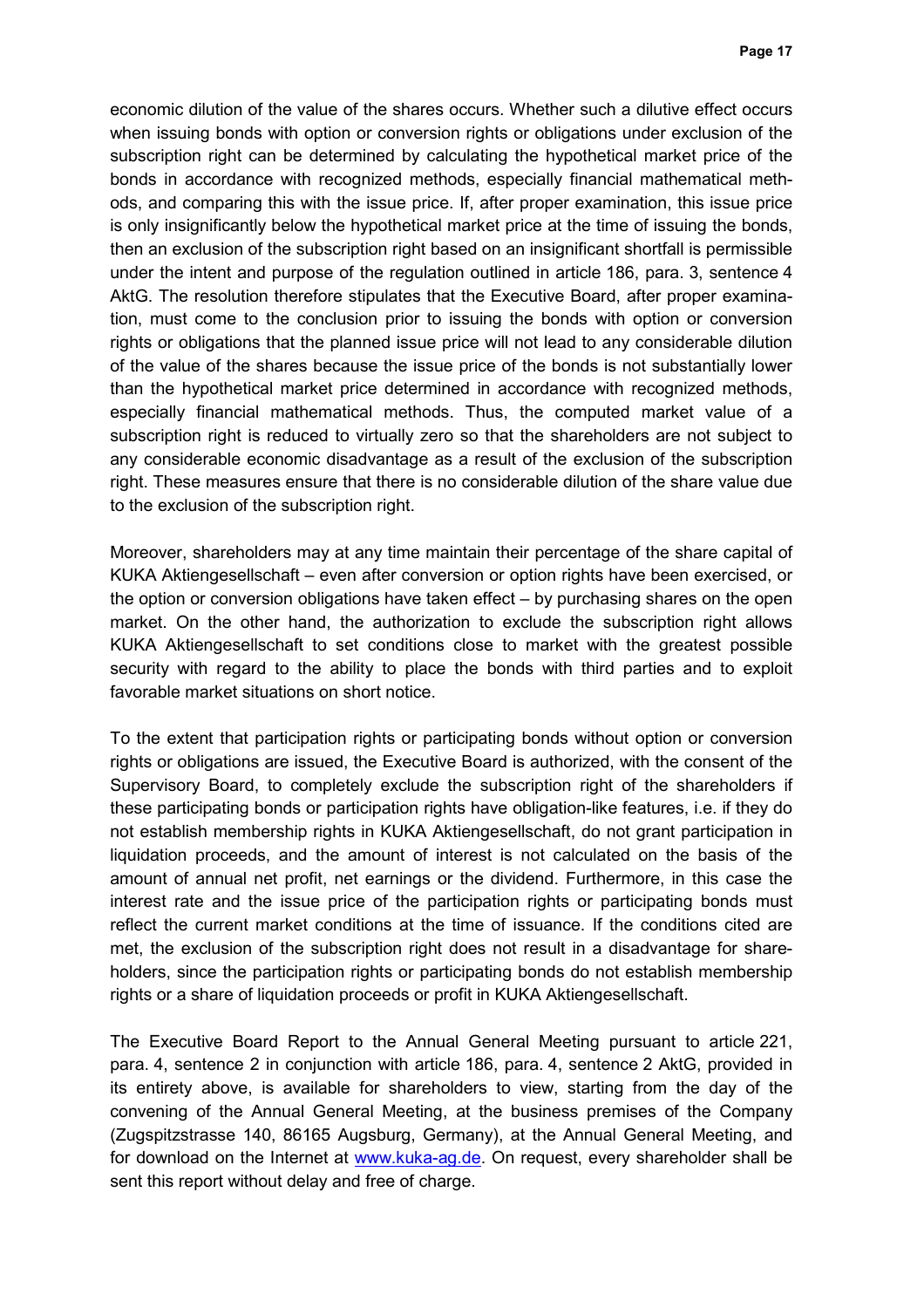economic dilution of the value of the shares occurs. Whether such a dilutive effect occurs when issuing bonds with option or conversion rights or obligations under exclusion of the subscription right can be determined by calculating the hypothetical market price of the bonds in accordance with recognized methods, especially financial mathematical methods, and comparing this with the issue price. If, after proper examination, this issue price is only insignificantly below the hypothetical market price at the time of issuing the bonds, then an exclusion of the subscription right based on an insignificant shortfall is permissible under the intent and purpose of the regulation outlined in article 186, para. 3, sentence 4 AktG. The resolution therefore stipulates that the Executive Board, after proper examination, must come to the conclusion prior to issuing the bonds with option or conversion rights or obligations that the planned issue price will not lead to any considerable dilution of the value of the shares because the issue price of the bonds is not substantially lower than the hypothetical market price determined in accordance with recognized methods, especially financial mathematical methods. Thus, the computed market value of a subscription right is reduced to virtually zero so that the shareholders are not subject to any considerable economic disadvantage as a result of the exclusion of the subscription right. These measures ensure that there is no considerable dilution of the share value due to the exclusion of the subscription right.

Moreover, shareholders may at any time maintain their percentage of the share capital of KUKA Aktiengesellschaft – even after conversion or option rights have been exercised, or the option or conversion obligations have taken effect – by purchasing shares on the open market. On the other hand, the authorization to exclude the subscription right allows KUKA Aktiengesellschaft to set conditions close to market with the greatest possible security with regard to the ability to place the bonds with third parties and to exploit favorable market situations on short notice.

To the extent that participation rights or participating bonds without option or conversion rights or obligations are issued, the Executive Board is authorized, with the consent of the Supervisory Board, to completely exclude the subscription right of the shareholders if these participating bonds or participation rights have obligation-like features, i.e. if they do not establish membership rights in KUKA Aktiengesellschaft, do not grant participation in liquidation proceeds, and the amount of interest is not calculated on the basis of the amount of annual net profit, net earnings or the dividend. Furthermore, in this case the interest rate and the issue price of the participation rights or participating bonds must reflect the current market conditions at the time of issuance. If the conditions cited are met, the exclusion of the subscription right does not result in a disadvantage for shareholders, since the participation rights or participating bonds do not establish membership rights or a share of liquidation proceeds or profit in KUKA Aktiengesellschaft.

The Executive Board Report to the Annual General Meeting pursuant to article 221, para. 4, sentence 2 in conjunction with article 186, para. 4, sentence 2 AktG, provided in its entirety above, is available for shareholders to view, starting from the day of the convening of the Annual General Meeting, at the business premises of the Company (Zugspitzstrasse 140, 86165 Augsburg, Germany), at the Annual General Meeting, and for download on the Internet at www.kuka-ag.de. On request, every shareholder shall be sent this report without delay and free of charge.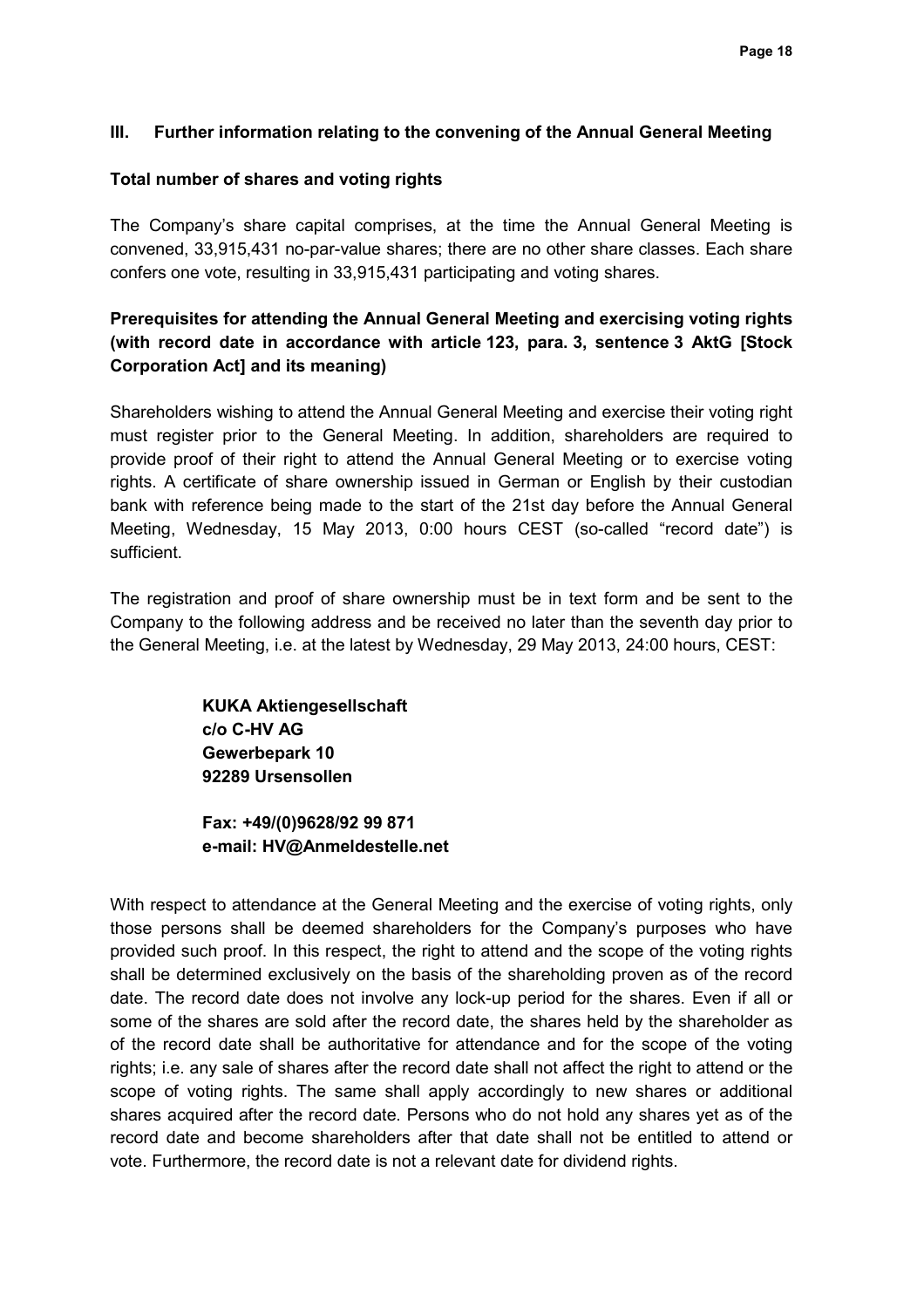## III. Further information relating to the convening of the Annual General Meeting

### Total number of shares and voting rights

The Company's share capital comprises, at the time the Annual General Meeting is convened, 33,915,431 no-par-value shares; there are no other share classes. Each share confers one vote, resulting in 33,915,431 participating and voting shares.

### Prerequisites for attending the Annual General Meeting and exercising voting rights (with record date in accordance with article 123, para. 3, sentence 3 AktG [Stock Corporation Act] and its meaning)

Shareholders wishing to attend the Annual General Meeting and exercise their voting right must register prior to the General Meeting. In addition, shareholders are required to provide proof of their right to attend the Annual General Meeting or to exercise voting rights. A certificate of share ownership issued in German or English by their custodian bank with reference being made to the start of the 21st day before the Annual General Meeting, Wednesday, 15 May 2013, 0:00 hours CEST (so-called "record date") is sufficient.

The registration and proof of share ownership must be in text form and be sent to the Company to the following address and be received no later than the seventh day prior to the General Meeting, i.e. at the latest by Wednesday, 29 May 2013, 24:00 hours, CEST:

**KUKA Aktiengesellschaft**
**c/o C-HV AG**
**Gewerbepark 10**
**92289 Ursensollen**

**Fax: +49/(0)9628/92 99 871**
**e-mail: HV@Anmeldestelle.net**

With respect to attendance at the General Meeting and the exercise of voting rights, only those persons shall be deemed shareholders for the Company's purposes who have provided such proof. In this respect, the right to attend and the scope of the voting rights shall be determined exclusively on the basis of the shareholding proven as of the record date. The record date does not involve any lock-up period for the shares. Even if all or some of the shares are sold after the record date, the shares held by the shareholder as of the record date shall be authoritative for attendance and for the scope of the voting rights; i.e. any sale of shares after the record date shall not affect the right to attend or the scope of voting rights. The same shall apply accordingly to new shares or additional shares acquired after the record date. Persons who do not hold any shares yet as of the record date and become shareholders after that date shall not be entitled to attend or vote. Furthermore, the record date is not a relevant date for dividend rights.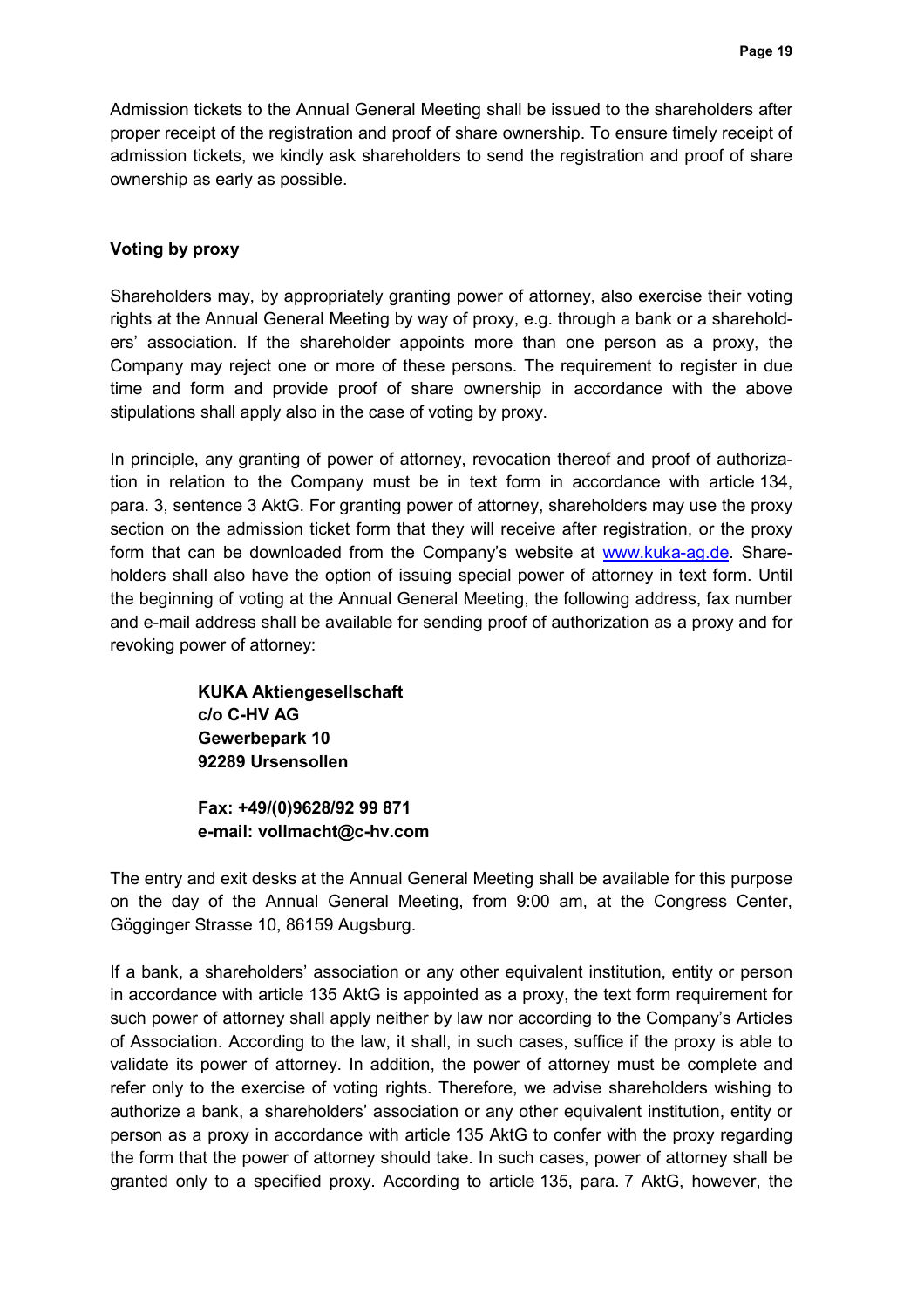Admission tickets to the Annual General Meeting shall be issued to the shareholders after proper receipt of the registration and proof of share ownership. To ensure timely receipt of admission tickets, we kindly ask shareholders to send the registration and proof of share ownership as early as possible.

**Voting by proxy**

Shareholders may, by appropriately granting power of attorney, also exercise their voting rights at the Annual General Meeting by way of proxy, e.g. through a bank or a shareholders' association. If the shareholder appoints more than one person as a proxy, the Company may reject one or more of these persons. The requirement to register in due time and form and provide proof of share ownership in accordance with the above stipulations shall apply also in the case of voting by proxy.

In principle, any granting of power of attorney, revocation thereof and proof of authorization in relation to the Company must be in text form in accordance with article 134, para. 3, sentence 3 AktG. For granting power of attorney, shareholders may use the proxy section on the admission ticket form that they will receive after registration, or the proxy form that can be downloaded from the Company's website at www.kuka-ag.de. Shareholders shall also have the option of issuing special power of attorney in text form. Until the beginning of voting at the Annual General Meeting, the following address, fax number and e-mail address shall be available for sending proof of authorization as a proxy and for revoking power of attorney:

**KUKA Aktiengesellschaft**
**c/o C-HV AG**
**Gewerbepark 10**
**92289 Ursensollen**

**Fax: +49/(0)9628/92 99 871**
**e-mail: vollmacht@c-hv.com**

The entry and exit desks at the Annual General Meeting shall be available for this purpose on the day of the Annual General Meeting, from 9:00 am, at the Congress Center, Gögginger Strasse 10, 86159 Augsburg.

If a bank, a shareholders' association or any other equivalent institution, entity or person in accordance with article 135 AktG is appointed as a proxy, the text form requirement for such power of attorney shall apply neither by law nor according to the Company's Articles of Association. According to the law, it shall, in such cases, suffice if the proxy is able to validate its power of attorney. In addition, the power of attorney must be complete and refer only to the exercise of voting rights. Therefore, we advise shareholders wishing to authorize a bank, a shareholders' association or any other equivalent institution, entity or person as a proxy in accordance with article 135 AktG to confer with the proxy regarding the form that the power of attorney should take. In such cases, power of attorney shall be granted only to a specified proxy. According to article 135, para. 7 AktG, however, the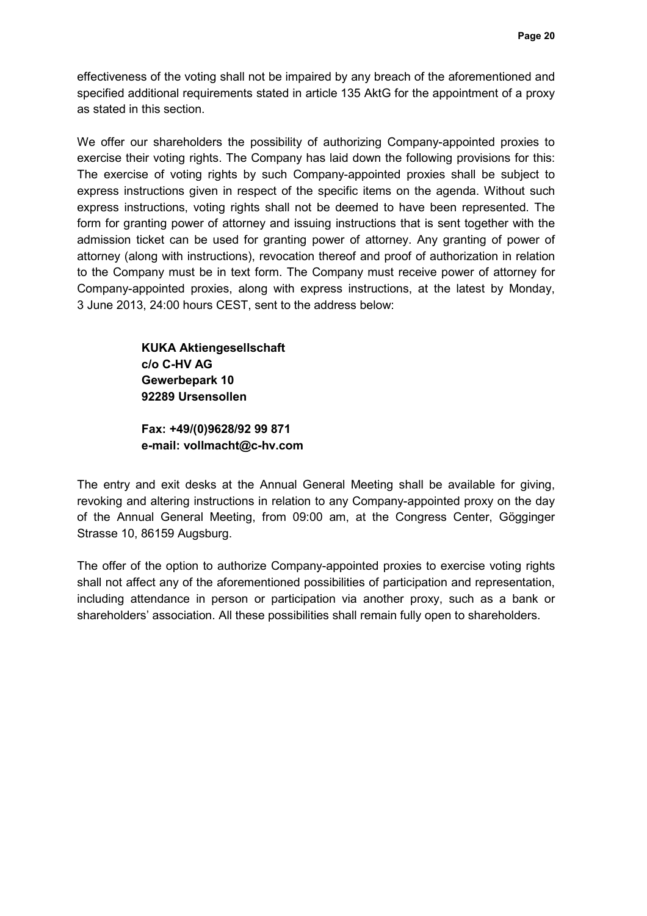effectiveness of the voting shall not be impaired by any breach of the aforementioned and specified additional requirements stated in article 135 AktG for the appointment of a proxy as stated in this section.

We offer our shareholders the possibility of authorizing Company-appointed proxies to exercise their voting rights. The Company has laid down the following provisions for this: The exercise of voting rights by such Company-appointed proxies shall be subject to express instructions given in respect of the specific items on the agenda. Without such express instructions, voting rights shall not be deemed to have been represented. The form for granting power of attorney and issuing instructions that is sent together with the admission ticket can be used for granting power of attorney. Any granting of power of attorney (along with instructions), revocation thereof and proof of authorization in relation to the Company must be in text form. The Company must receive power of attorney for Company-appointed proxies, along with express instructions, at the latest by Monday, 3 June 2013, 24:00 hours CEST, sent to the address below:

**KUKA Aktiengesellschaft**
**c/o C-HV AG**
**Gewerbepark 10**
**92289 Ursensollen**

**Fax: +49/(0)9628/92 99 871**
**e-mail: vollmacht@c-hv.com**

The entry and exit desks at the Annual General Meeting shall be available for giving, revoking and altering instructions in relation to any Company-appointed proxy on the day of the Annual General Meeting, from 09:00 am, at the Congress Center, Gögginger Strasse 10, 86159 Augsburg.

The offer of the option to authorize Company-appointed proxies to exercise voting rights shall not affect any of the aforementioned possibilities of participation and representation, including attendance in person or participation via another proxy, such as a bank or shareholders' association. All these possibilities shall remain fully open to shareholders.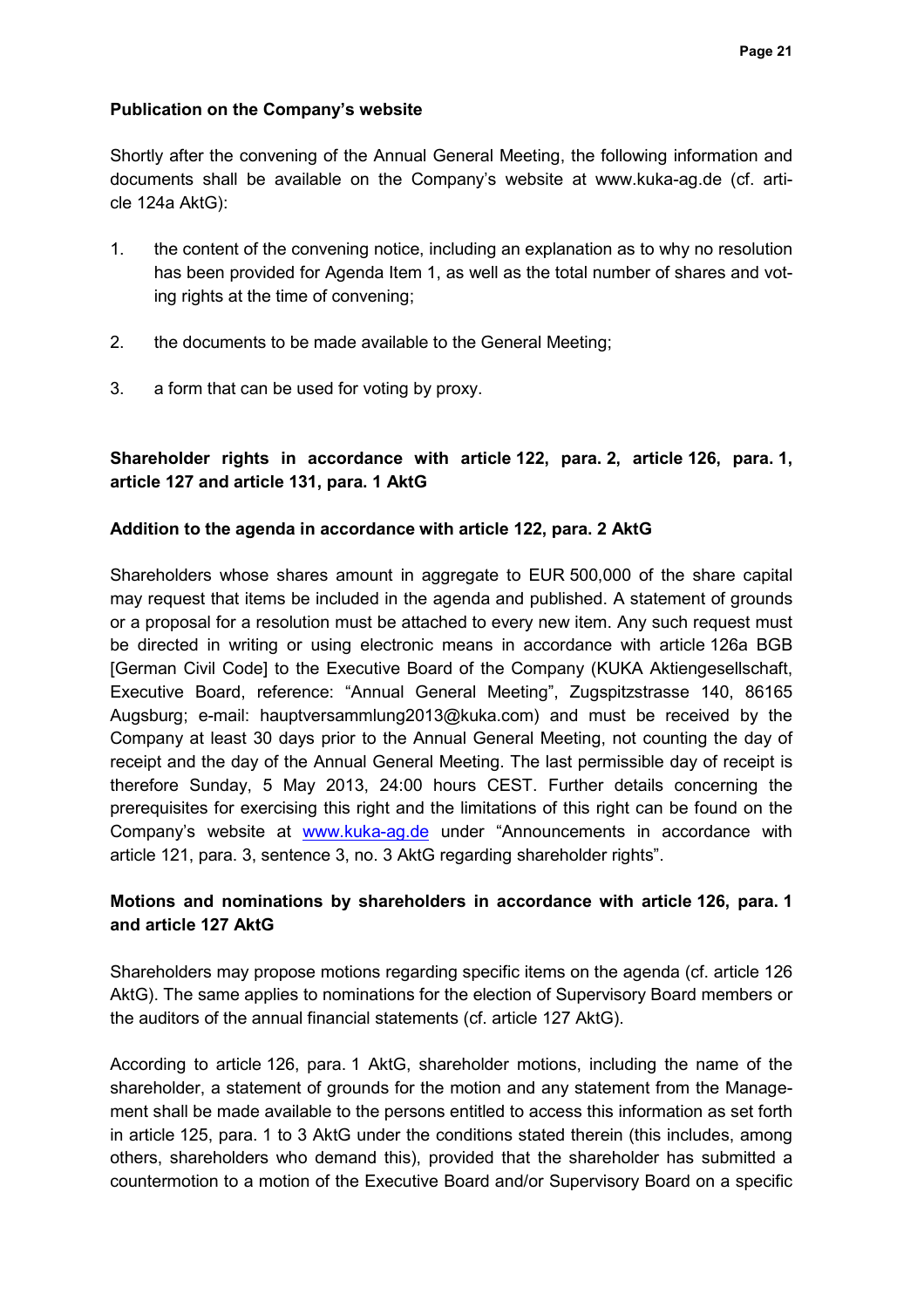**Publication on the Company's website**

Shortly after the convening of the Annual General Meeting, the following information and documents shall be available on the Company's website at www.kuka-ag.de (cf. article 124a AktG):

1. the content of the convening notice, including an explanation as to why no resolution has been provided for Agenda Item 1, as well as the total number of shares and voting rights at the time of convening;

2. the documents to be made available to the General Meeting;

3. a form that can be used for voting by proxy.

**Shareholder rights in accordance with article 122, para. 2, article 126, para. 1, article 127 and article 131, para. 1 AktG**

**Addition to the agenda in accordance with article 122, para. 2 AktG**

Shareholders whose shares amount in aggregate to EUR 500,000 of the share capital may request that items be included in the agenda and published. A statement of grounds or a proposal for a resolution must be attached to every new item. Any such request must be directed in writing or using electronic means in accordance with article 126a BGB [German Civil Code] to the Executive Board of the Company (KUKA Aktiengesellschaft, Executive Board, reference: "Annual General Meeting", Zugspitzstrasse 140, 86165 Augsburg; e-mail: hauptversammlung2013@kuka.com) and must be received by the Company at least 30 days prior to the Annual General Meeting, not counting the day of receipt and the day of the Annual General Meeting. The last permissible day of receipt is therefore Sunday, 5 May 2013, 24:00 hours CEST. Further details concerning the prerequisites for exercising this right and the limitations of this right can be found on the Company's website at www.kuka-ag.de under "Announcements in accordance with article 121, para. 3, sentence 3, no. 3 AktG regarding shareholder rights".

**Motions and nominations by shareholders in accordance with article 126, para. 1 and article 127 AktG**

Shareholders may propose motions regarding specific items on the agenda (cf. article 126 AktG). The same applies to nominations for the election of Supervisory Board members or the auditors of the annual financial statements (cf. article 127 AktG).

According to article 126, para. 1 AktG, shareholder motions, including the name of the shareholder, a statement of grounds for the motion and any statement from the Management shall be made available to the persons entitled to access this information as set forth in article 125, para. 1 to 3 AktG under the conditions stated therein (this includes, among others, shareholders who demand this), provided that the shareholder has submitted a countermotion to a motion of the Executive Board and/or Supervisory Board on a specific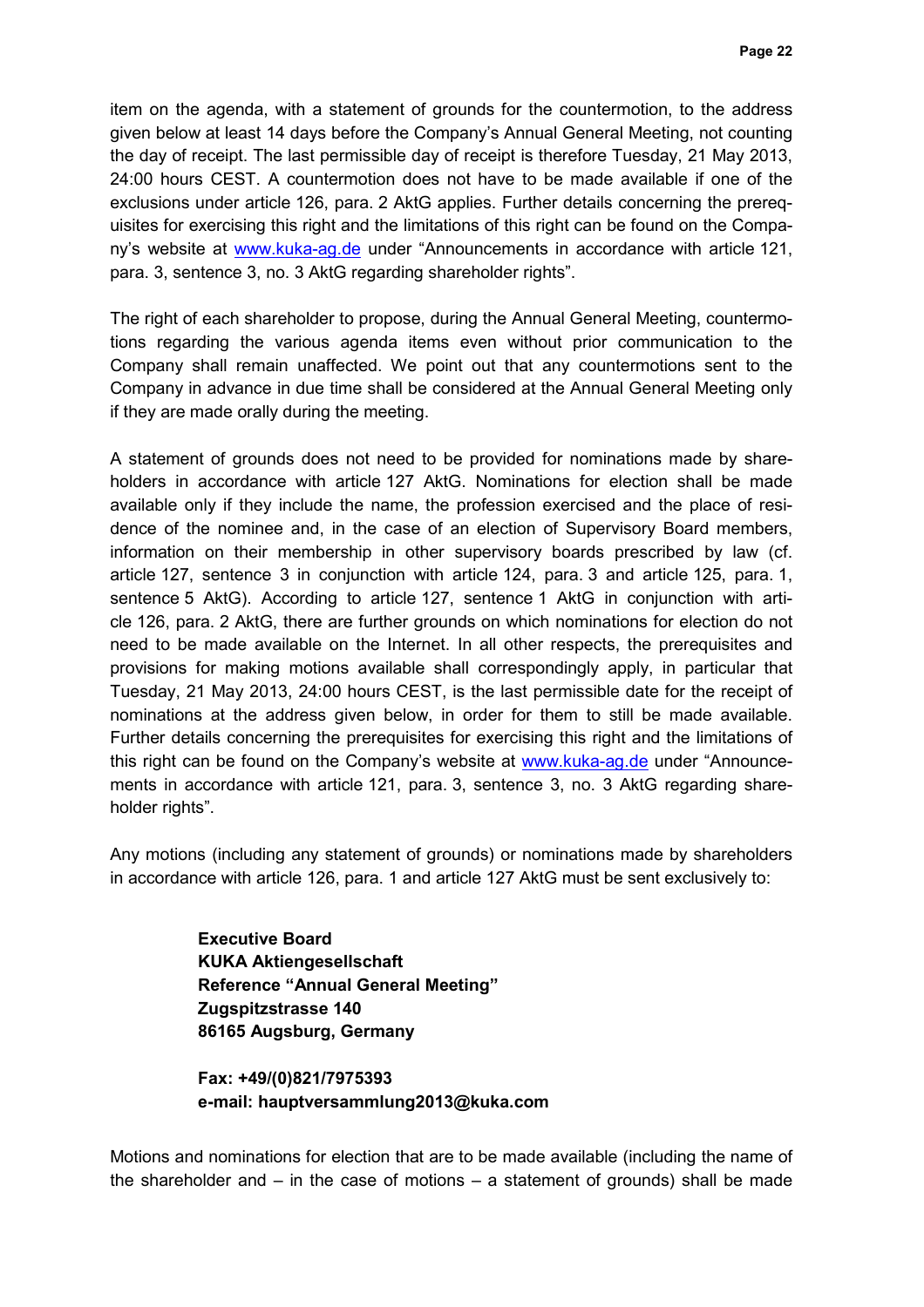item on the agenda, with a statement of grounds for the countermotion, to the address given below at least 14 days before the Company's Annual General Meeting, not counting the day of receipt. The last permissible day of receipt is therefore Tuesday, 21 May 2013, 24:00 hours CEST. A countermotion does not have to be made available if one of the exclusions under article 126, para. 2 AktG applies. Further details concerning the prerequisites for exercising this right and the limitations of this right can be found on the Company's website at www.kuka-ag.de under "Announcements in accordance with article 121, para. 3, sentence 3, no. 3 AktG regarding shareholder rights".

The right of each shareholder to propose, during the Annual General Meeting, countermotions regarding the various agenda items even without prior communication to the Company shall remain unaffected. We point out that any countermotions sent to the Company in advance in due time shall be considered at the Annual General Meeting only if they are made orally during the meeting.

A statement of grounds does not need to be provided for nominations made by shareholders in accordance with article 127 AktG. Nominations for election shall be made available only if they include the name, the profession exercised and the place of residence of the nominee and, in the case of an election of Supervisory Board members, information on their membership in other supervisory boards prescribed by law (cf. article 127, sentence 3 in conjunction with article 124, para. 3 and article 125, para. 1, sentence 5 AktG). According to article 127, sentence 1 AktG in conjunction with article 126, para. 2 AktG, there are further grounds on which nominations for election do not need to be made available on the Internet. In all other respects, the prerequisites and provisions for making motions available shall correspondingly apply, in particular that Tuesday, 21 May 2013, 24:00 hours CEST, is the last permissible date for the receipt of nominations at the address given below, in order for them to still be made available. Further details concerning the prerequisites for exercising this right and the limitations of this right can be found on the Company's website at www.kuka-ag.de under "Announcements in accordance with article 121, para. 3, sentence 3, no. 3 AktG regarding shareholder rights".

Any motions (including any statement of grounds) or nominations made by shareholders in accordance with article 126, para. 1 and article 127 AktG must be sent exclusively to:

**Executive Board**
**KUKA Aktiengesellschaft**
**Reference "Annual General Meeting"**
**Zugspitzstrasse 140**
**86165 Augsburg, Germany**

**Fax: +49/(0)821/7975393**
**e-mail: hauptversammlung2013@kuka.com**

Motions and nominations for election that are to be made available (including the name of the shareholder and – in the case of motions – a statement of grounds) shall be made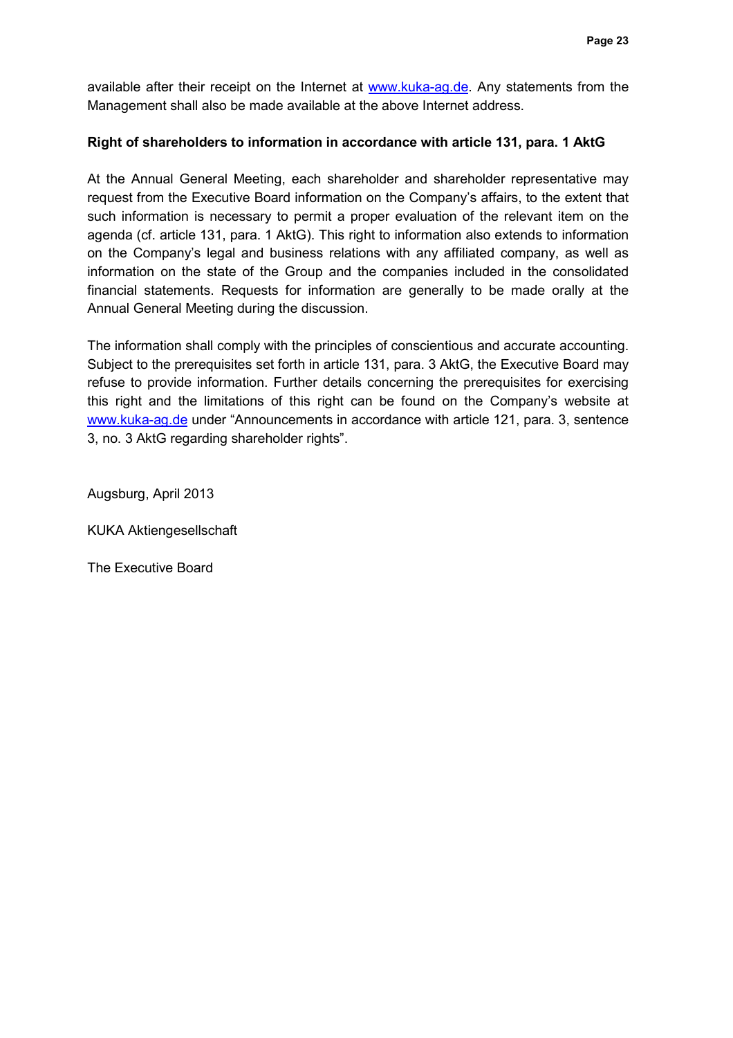available after their receipt on the Internet at www.kuka-ag.de. Any statements from the Management shall also be made available at the above Internet address.

**Right of shareholders to information in accordance with article 131, para. 1 AktG**

At the Annual General Meeting, each shareholder and shareholder representative may request from the Executive Board information on the Company's affairs, to the extent that such information is necessary to permit a proper evaluation of the relevant item on the agenda (cf. article 131, para. 1 AktG). This right to information also extends to information on the Company's legal and business relations with any affiliated company, as well as information on the state of the Group and the companies included in the consolidated financial statements. Requests for information are generally to be made orally at the Annual General Meeting during the discussion.

The information shall comply with the principles of conscientious and accurate accounting. Subject to the prerequisites set forth in article 131, para. 3 AktG, the Executive Board may refuse to provide information. Further details concerning the prerequisites for exercising this right and the limitations of this right can be found on the Company's website at www.kuka-ag.de under "Announcements in accordance with article 121, para. 3, sentence 3, no. 3 AktG regarding shareholder rights".

Augsburg, April 2013

KUKA Aktiengesellschaft

The Executive Board